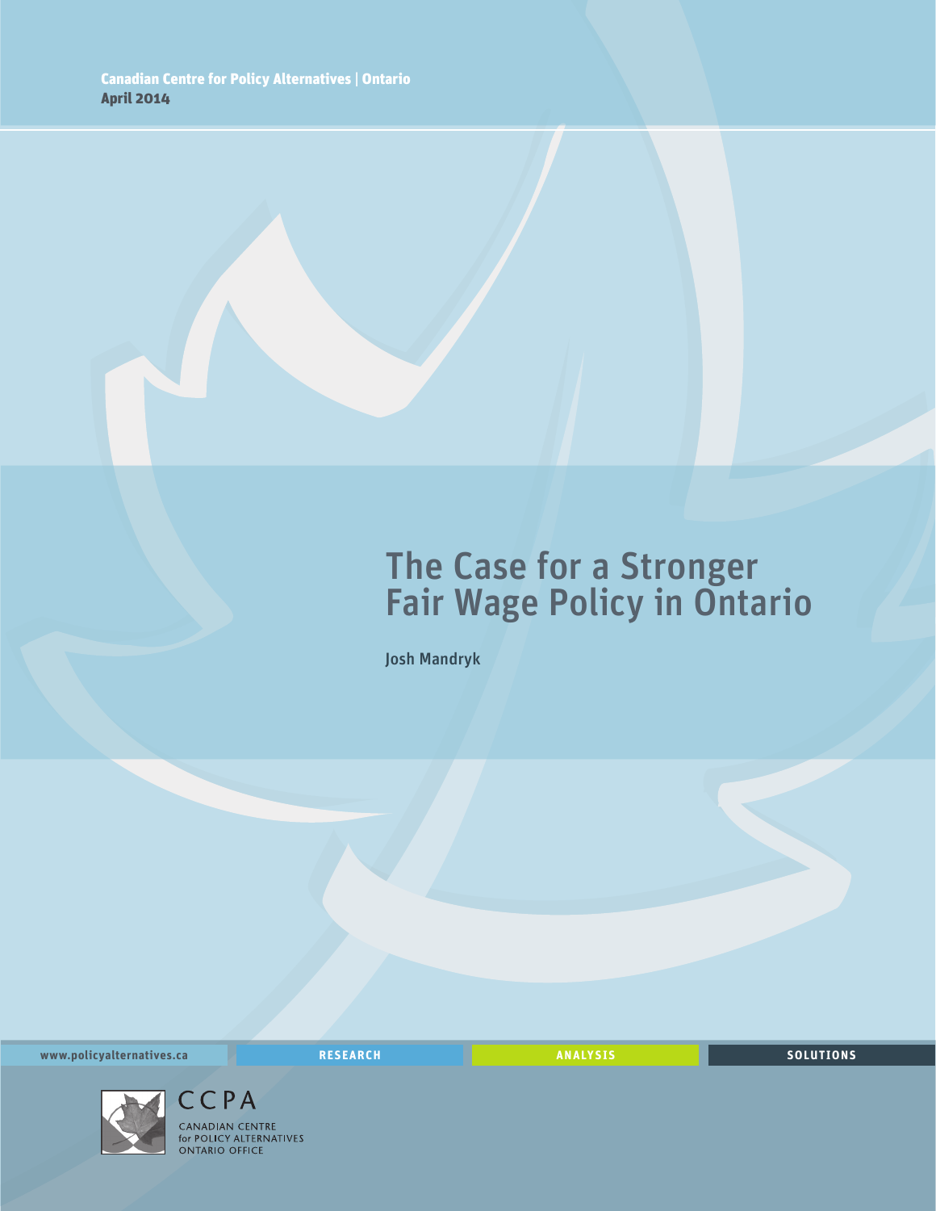Canadian Centre for Policy Alternatives | Ontario
**April 2014**

# The Case for a Stronger Fair Wage Policy in Ontario

Josh Mandryk

www.policyalternatives.ca RESEARCH ANALYSIS SOLUTIONS

CCPA
CANADIAN CENTRE
for POLICY ALTERNATIVES
ONTARIO OFFICE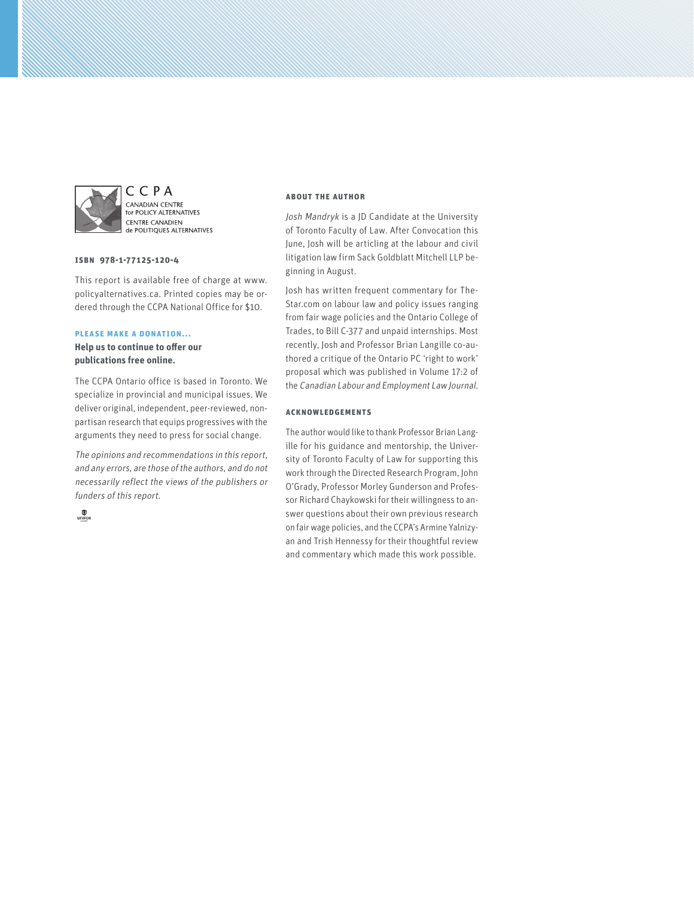CCPA
CANADIAN CENTRE for POLICY ALTERNATIVES
CENTRE CANADIEN de POLITIQUES ALTERNATIVES

**ISBN 978-1-77125-120-4**

This report is available free of charge at www.policyalternatives.ca. Printed copies may be ordered through the CCPA National Office for $10.

**PLEASE MAKE A DONATION...**

**Help us to continue to offer our publications free online.**

The CCPA Ontario office is based in Toronto. We specialize in provincial and municipal issues. We deliver original, independent, peer-reviewed, non-partisan research that equips progressives with the arguments they need to press for social change.

*The opinions and recommendations in this report, and any errors, are those of the authors, and do not necessarily reflect the views of the publishers or funders of this report.*

UNIFOR

**ABOUT THE AUTHOR**

*Josh Mandryk* is a JD Candidate at the University of Toronto Faculty of Law. After Convocation this June, Josh will be articling at the labour and civil litigation law firm Sack Goldblatt Mitchell LLP beginning in August.

Josh has written frequent commentary for TheStar.com on labour law and policy issues ranging from fair wage policies and the Ontario College of Trades, to Bill C-377 and unpaid internships. Most recently, Josh and Professor Brian Langille co-authored a critique of the Ontario PC 'right to work' proposal which was published in Volume 17:2 of the *Canadian Labour and Employment Law Journal*.

**ACKNOWLEDGEMENTS**

The author would like to thank Professor Brian Langille for his guidance and mentorship, the University of Toronto Faculty of Law for supporting this work through the Directed Research Program, John O'Grady, Professor Morley Gunderson and Professor Richard Chaykowski for their willingness to answer questions about their own previous research on fair wage policies, and the CCPA's Armine Yalnizyan and Trish Hennessy for their thoughtful review and commentary which made this work possible.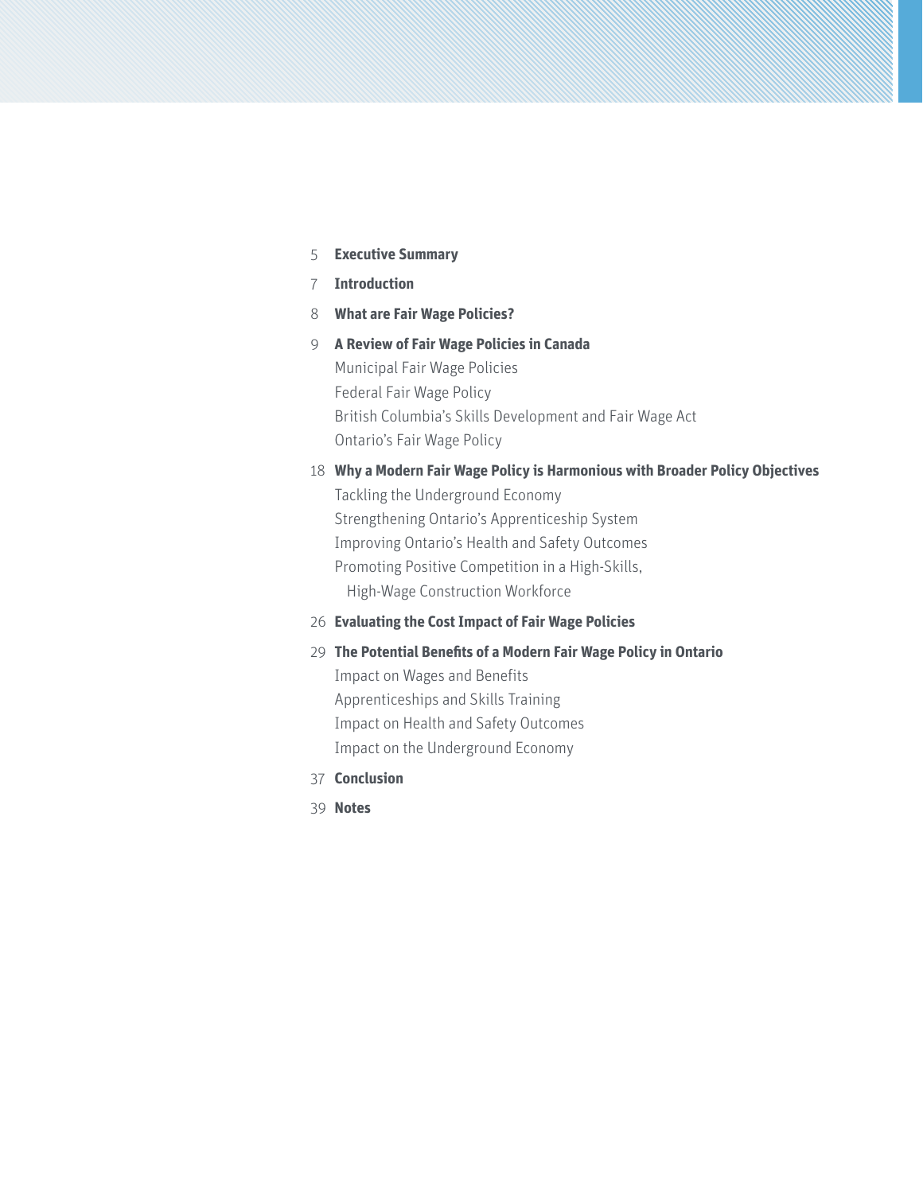5 **Executive Summary**

7 **Introduction**

8 **What are Fair Wage Policies?**

9 **A Review of Fair Wage Policies in Canada**
- Municipal Fair Wage Policies
- Federal Fair Wage Policy
- British Columbia's Skills Development and Fair Wage Act
- Ontario's Fair Wage Policy

18 **Why a Modern Fair Wage Policy is Harmonious with Broader Policy Objectives**
- Tackling the Underground Economy
- Strengthening Ontario's Apprenticeship System
- Improving Ontario's Health and Safety Outcomes
- Promoting Positive Competition in a High-Skills, High-Wage Construction Workforce

26 **Evaluating the Cost Impact of Fair Wage Policies**

29 **The Potential Benefits of a Modern Fair Wage Policy in Ontario**
- Impact on Wages and Benefits
- Apprenticeships and Skills Training
- Impact on Health and Safety Outcomes
- Impact on the Underground Economy

37 **Conclusion**

39 **Notes**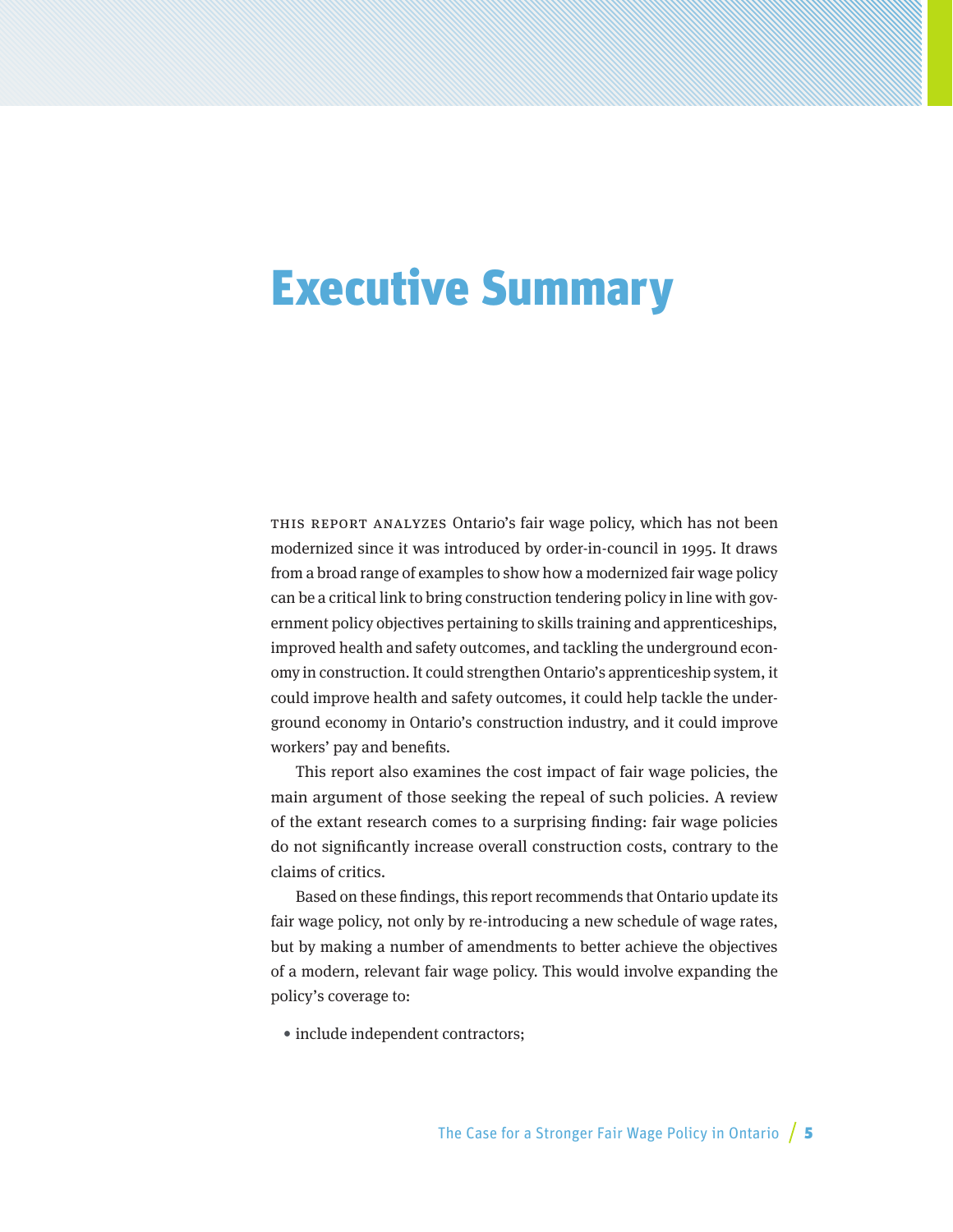# Executive Summary

THIS REPORT ANALYZES Ontario's fair wage policy, which has not been modernized since it was introduced by order-in-council in 1995. It draws from a broad range of examples to show how a modernized fair wage policy can be a critical link to bring construction tendering policy in line with government policy objectives pertaining to skills training and apprenticeships, improved health and safety outcomes, and tackling the underground economy in construction. It could strengthen Ontario's apprenticeship system, it could improve health and safety outcomes, it could help tackle the underground economy in Ontario's construction industry, and it could improve workers' pay and benefits.

This report also examines the cost impact of fair wage policies, the main argument of those seeking the repeal of such policies. A review of the extant research comes to a surprising finding: fair wage policies do not significantly increase overall construction costs, contrary to the claims of critics.

Based on these findings, this report recommends that Ontario update its fair wage policy, not only by re-introducing a new schedule of wage rates, but by making a number of amendments to better achieve the objectives of a modern, relevant fair wage policy. This would involve expanding the policy's coverage to:

- include independent contractors;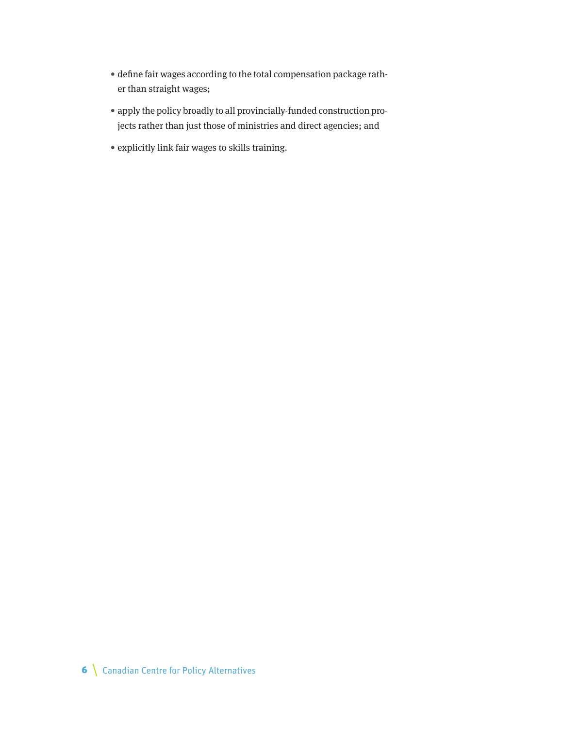- define fair wages according to the total compensation package rather than straight wages;
- apply the policy broadly to all provincially-funded construction projects rather than just those of ministries and direct agencies; and
- explicitly link fair wages to skills training.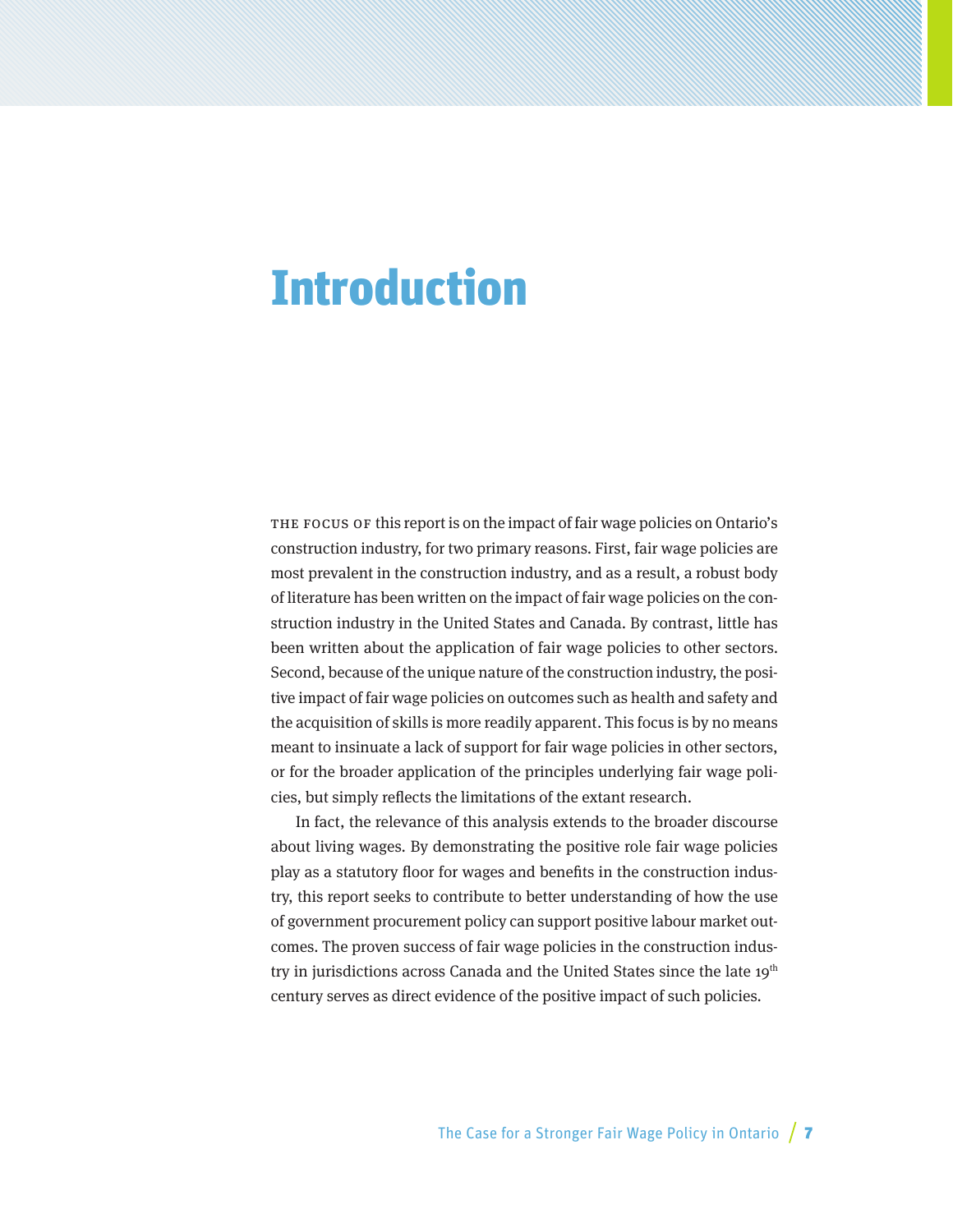# Introduction

THE FOCUS OF this report is on the impact of fair wage policies on Ontario's construction industry, for two primary reasons. First, fair wage policies are most prevalent in the construction industry, and as a result, a robust body of literature has been written on the impact of fair wage policies on the construction industry in the United States and Canada. By contrast, little has been written about the application of fair wage policies to other sectors. Second, because of the unique nature of the construction industry, the positive impact of fair wage policies on outcomes such as health and safety and the acquisition of skills is more readily apparent. This focus is by no means meant to insinuate a lack of support for fair wage policies in other sectors, or for the broader application of the principles underlying fair wage policies, but simply reflects the limitations of the extant research.

In fact, the relevance of this analysis extends to the broader discourse about living wages. By demonstrating the positive role fair wage policies play as a statutory floor for wages and benefits in the construction industry, this report seeks to contribute to better understanding of how the use of government procurement policy can support positive labour market outcomes. The proven success of fair wage policies in the construction industry in jurisdictions across Canada and the United States since the late 19th century serves as direct evidence of the positive impact of such policies.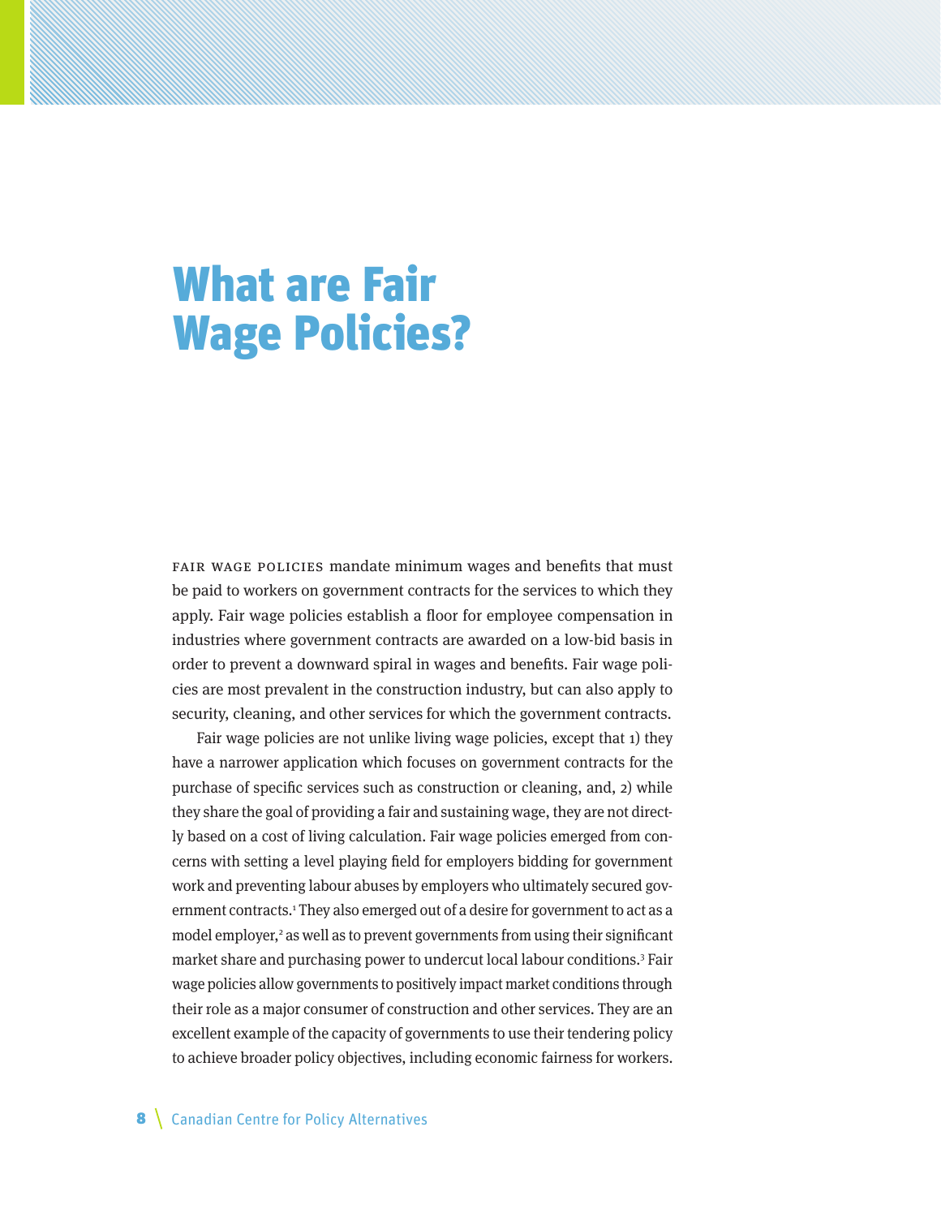# What are Fair Wage Policies?

Fair wage policies mandate minimum wages and benefits that must be paid to workers on government contracts for the services to which they apply. Fair wage policies establish a floor for employee compensation in industries where government contracts are awarded on a low-bid basis in order to prevent a downward spiral in wages and benefits. Fair wage policies are most prevalent in the construction industry, but can also apply to security, cleaning, and other services for which the government contracts.

Fair wage policies are not unlike living wage policies, except that 1) they have a narrower application which focuses on government contracts for the purchase of specific services such as construction or cleaning, and, 2) while they share the goal of providing a fair and sustaining wage, they are not directly based on a cost of living calculation. Fair wage policies emerged from concerns with setting a level playing field for employers bidding for government work and preventing labour abuses by employers who ultimately secured government contracts.[1] They also emerged out of a desire for government to act as a model employer,[2] as well as to prevent governments from using their significant market share and purchasing power to undercut local labour conditions.[3] Fair wage policies allow governments to positively impact market conditions through their role as a major consumer of construction and other services. They are an excellent example of the capacity of governments to use their tendering policy to achieve broader policy objectives, including economic fairness for workers.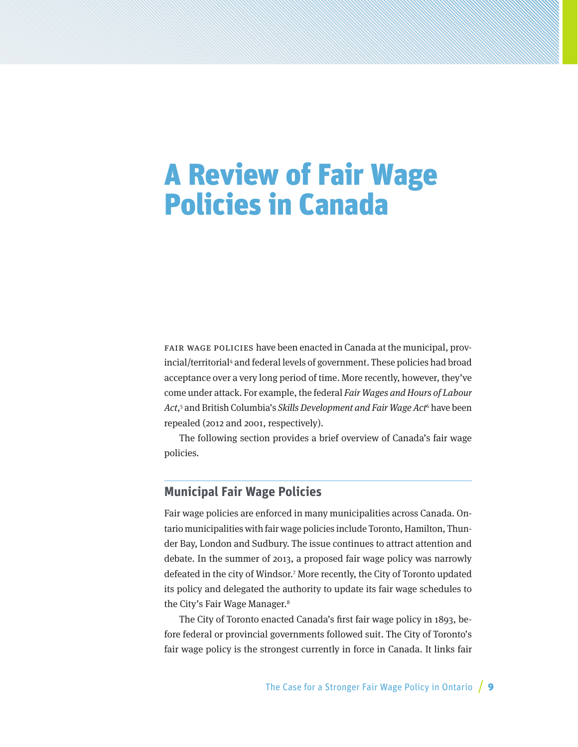# A Review of Fair Wage Policies in Canada

Fair wage policies have been enacted in Canada at the municipal, provincial/territorial[4] and federal levels of government. These policies had broad acceptance over a very long period of time. More recently, however, they've come under attack. For example, the federal *Fair Wages and Hours of Labour Act*,[5] and British Columbia's *Skills Development and Fair Wage Act*[6] have been repealed (2012 and 2001, respectively).

The following section provides a brief overview of Canada's fair wage policies.

## Municipal Fair Wage Policies

Fair wage policies are enforced in many municipalities across Canada. Ontario municipalities with fair wage policies include Toronto, Hamilton, Thunder Bay, London and Sudbury. The issue continues to attract attention and debate. In the summer of 2013, a proposed fair wage policy was narrowly defeated in the city of Windsor.[7] More recently, the City of Toronto updated its policy and delegated the authority to update its fair wage schedules to the City's Fair Wage Manager.[8]

The City of Toronto enacted Canada's first fair wage policy in 1893, before federal or provincial governments followed suit. The City of Toronto's fair wage policy is the strongest currently in force in Canada. It links fair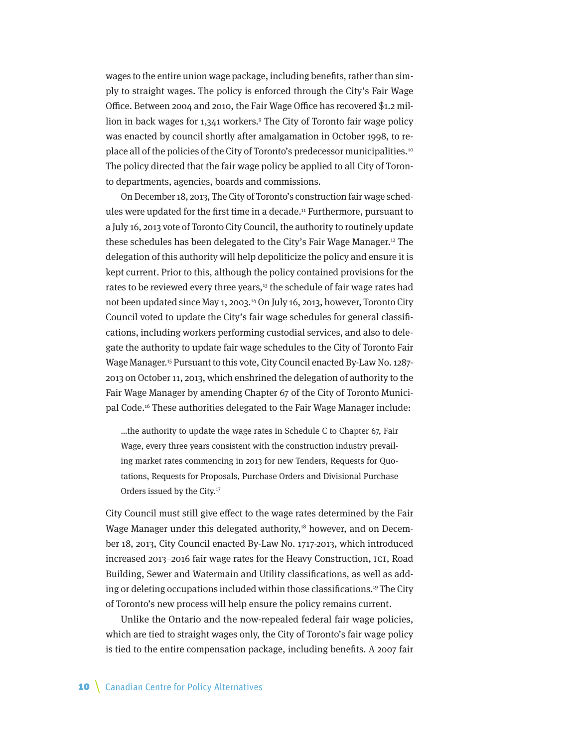wages to the entire union wage package, including benefits, rather than simply to straight wages. The policy is enforced through the City's Fair Wage Office. Between 2004 and 2010, the Fair Wage Office has recovered $1.2 million in back wages for 1,341 workers.[9] The City of Toronto fair wage policy was enacted by council shortly after amalgamation in October 1998, to replace all of the policies of the City of Toronto's predecessor municipalities.[10] The policy directed that the fair wage policy be applied to all City of Toronto departments, agencies, boards and commissions.

On December 18, 2013, The City of Toronto's construction fair wage schedules were updated for the first time in a decade.[11] Furthermore, pursuant to a July 16, 2013 vote of Toronto City Council, the authority to routinely update these schedules has been delegated to the City's Fair Wage Manager.[12] The delegation of this authority will help depoliticize the policy and ensure it is kept current. Prior to this, although the policy contained provisions for the rates to be reviewed every three years,[13] the schedule of fair wage rates had not been updated since May 1, 2003.[14] On July 16, 2013, however, Toronto City Council voted to update the City's fair wage schedules for general classifications, including workers performing custodial services, and also to delegate the authority to update fair wage schedules to the City of Toronto Fair Wage Manager.[15] Pursuant to this vote, City Council enacted By-Law No. 1287-2013 on October 11, 2013, which enshrined the delegation of authority to the Fair Wage Manager by amending Chapter 67 of the City of Toronto Municipal Code.[16] These authorities delegated to the Fair Wage Manager include:

> …the authority to update the wage rates in Schedule C to Chapter 67, Fair Wage, every three years consistent with the construction industry prevailing market rates commencing in 2013 for new Tenders, Requests for Quotations, Requests for Proposals, Purchase Orders and Divisional Purchase Orders issued by the City.[17]

City Council must still give effect to the wage rates determined by the Fair Wage Manager under this delegated authority,[18] however, and on December 18, 2013, City Council enacted By-Law No. 1717-2013, which introduced increased 2013–2016 fair wage rates for the Heavy Construction, ICI, Road Building, Sewer and Watermain and Utility classifications, as well as adding or deleting occupations included within those classifications.[19] The City of Toronto's new process will help ensure the policy remains current.

Unlike the Ontario and the now-repealed federal fair wage policies, which are tied to straight wages only, the City of Toronto's fair wage policy is tied to the entire compensation package, including benefits. A 2007 fair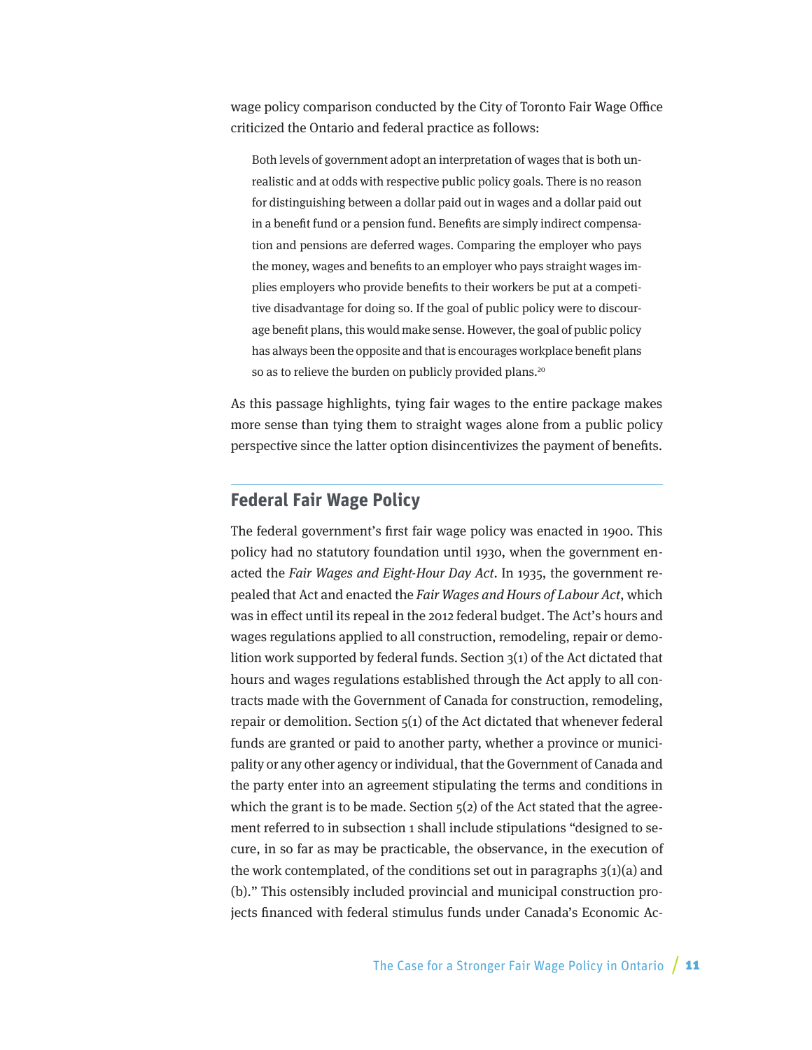wage policy comparison conducted by the City of Toronto Fair Wage Office criticized the Ontario and federal practice as follows:

> Both levels of government adopt an interpretation of wages that is both unrealistic and at odds with respective public policy goals. There is no reason for distinguishing between a dollar paid out in wages and a dollar paid out in a benefit fund or a pension fund. Benefits are simply indirect compensation and pensions are deferred wages. Comparing the employer who pays the money, wages and benefits to an employer who pays straight wages implies employers who provide benefits to their workers be put at a competitive disadvantage for doing so. If the goal of public policy were to discourage benefit plans, this would make sense. However, the goal of public policy has always been the opposite and that is encourages workplace benefit plans so as to relieve the burden on publicly provided plans.[20]

As this passage highlights, tying fair wages to the entire package makes more sense than tying them to straight wages alone from a public policy perspective since the latter option disincentivizes the payment of benefits.

## Federal Fair Wage Policy

The federal government's first fair wage policy was enacted in 1900. This policy had no statutory foundation until 1930, when the government enacted the *Fair Wages and Eight-Hour Day Act*. In 1935, the government repealed that Act and enacted the *Fair Wages and Hours of Labour Act*, which was in effect until its repeal in the 2012 federal budget. The Act's hours and wages regulations applied to all construction, remodeling, repair or demolition work supported by federal funds. Section 3(1) of the Act dictated that hours and wages regulations established through the Act apply to all contracts made with the Government of Canada for construction, remodeling, repair or demolition. Section 5(1) of the Act dictated that whenever federal funds are granted or paid to another party, whether a province or municipality or any other agency or individual, that the Government of Canada and the party enter into an agreement stipulating the terms and conditions in which the grant is to be made. Section 5(2) of the Act stated that the agreement referred to in subsection 1 shall include stipulations "designed to secure, in so far as may be practicable, the observance, in the execution of the work contemplated, of the conditions set out in paragraphs 3(1)(a) and (b)." This ostensibly included provincial and municipal construction projects financed with federal stimulus funds under Canada's Economic Ac-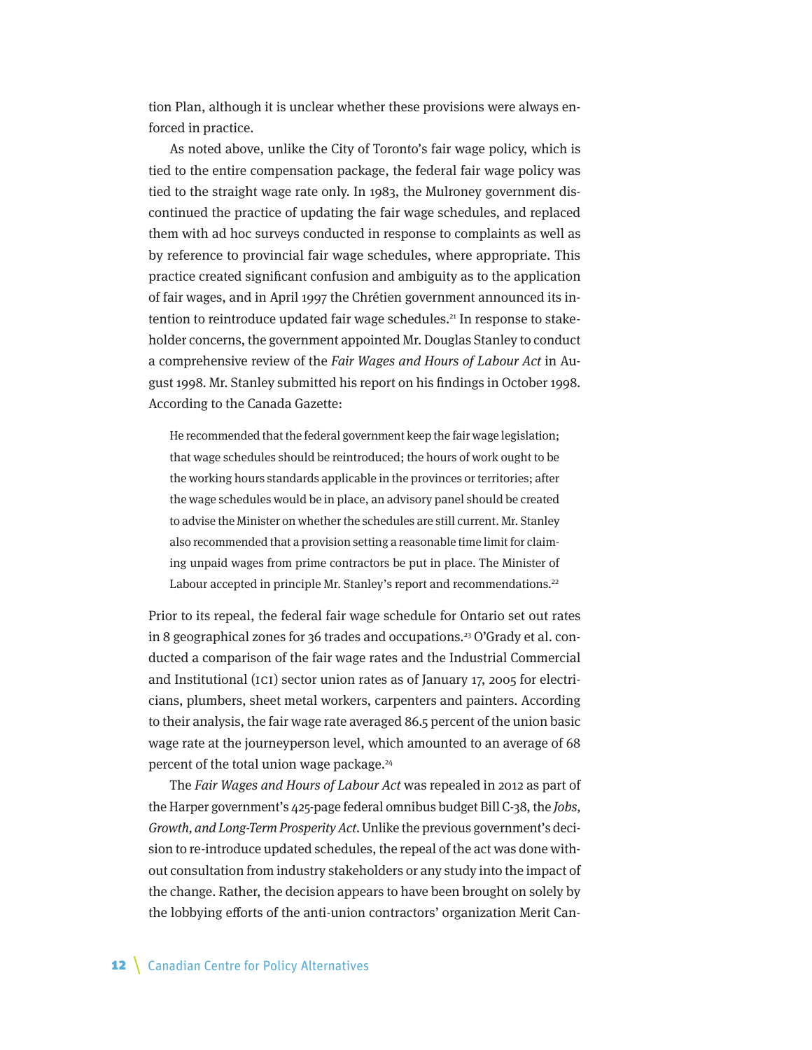tion Plan, although it is unclear whether these provisions were always enforced in practice.

As noted above, unlike the City of Toronto's fair wage policy, which is tied to the entire compensation package, the federal fair wage policy was tied to the straight wage rate only. In 1983, the Mulroney government discontinued the practice of updating the fair wage schedules, and replaced them with ad hoc surveys conducted in response to complaints as well as by reference to provincial fair wage schedules, where appropriate. This practice created significant confusion and ambiguity as to the application of fair wages, and in April 1997 the Chrétien government announced its intention to reintroduce updated fair wage schedules.[21] In response to stakeholder concerns, the government appointed Mr. Douglas Stanley to conduct a comprehensive review of the *Fair Wages and Hours of Labour Act* in August 1998. Mr. Stanley submitted his report on his findings in October 1998. According to the Canada Gazette:

> He recommended that the federal government keep the fair wage legislation; that wage schedules should be reintroduced; the hours of work ought to be the working hours standards applicable in the provinces or territories; after the wage schedules would be in place, an advisory panel should be created to advise the Minister on whether the schedules are still current. Mr. Stanley also recommended that a provision setting a reasonable time limit for claiming unpaid wages from prime contractors be put in place. The Minister of Labour accepted in principle Mr. Stanley's report and recommendations.[22]

Prior to its repeal, the federal fair wage schedule for Ontario set out rates in 8 geographical zones for 36 trades and occupations.[23] O'Grady et al. conducted a comparison of the fair wage rates and the Industrial Commercial and Institutional (ICI) sector union rates as of January 17, 2005 for electricians, plumbers, sheet metal workers, carpenters and painters. According to their analysis, the fair wage rate averaged 86.5 percent of the union basic wage rate at the journeyperson level, which amounted to an average of 68 percent of the total union wage package.[24]

The *Fair Wages and Hours of Labour Act* was repealed in 2012 as part of the Harper government's 425-page federal omnibus budget Bill C-38, the *Jobs, Growth, and Long-Term Prosperity Act*. Unlike the previous government's decision to re-introduce updated schedules, the repeal of the act was done without consultation from industry stakeholders or any study into the impact of the change. Rather, the decision appears to have been brought on solely by the lobbying efforts of the anti-union contractors' organization Merit Can-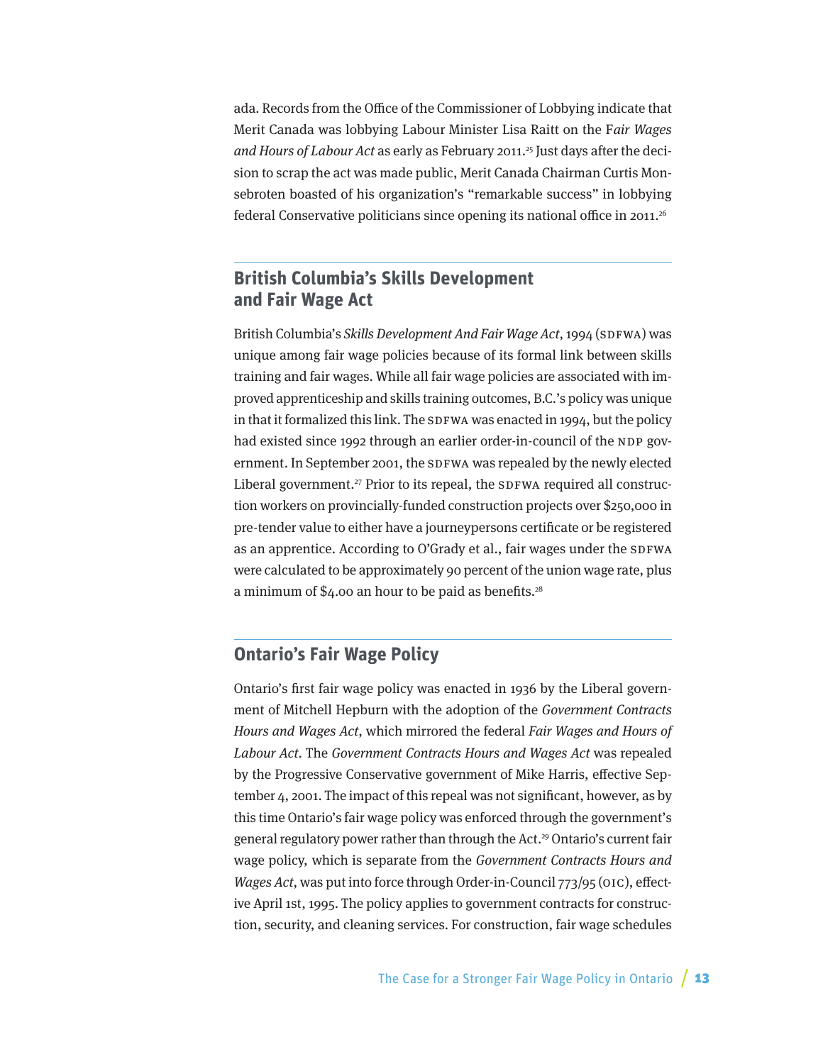ada. Records from the Office of the Commissioner of Lobbying indicate that Merit Canada was lobbying Labour Minister Lisa Raitt on the F*air Wages and Hours of Labour Act* as early as February 2011.[25] Just days after the decision to scrap the act was made public, Merit Canada Chairman Curtis Monsebroten boasted of his organization's "remarkable success" in lobbying federal Conservative politicians since opening its national office in 2011.[26]

## British Columbia's Skills Development and Fair Wage Act

British Columbia's *Skills Development And Fair Wage Act*, 1994 (SDFWA) was unique among fair wage policies because of its formal link between skills training and fair wages. While all fair wage policies are associated with improved apprenticeship and skills training outcomes, B.C.'s policy was unique in that it formalized this link. The SDFWA was enacted in 1994, but the policy had existed since 1992 through an earlier order-in-council of the NDP government. In September 2001, the SDFWA was repealed by the newly elected Liberal government.[27] Prior to its repeal, the SDFWA required all construction workers on provincially-funded construction projects over $250,000 in pre-tender value to either have a journeypersons certificate or be registered as an apprentice. According to O'Grady et al., fair wages under the SDFWA were calculated to be approximately 90 percent of the union wage rate, plus a minimum of $4.00 an hour to be paid as benefits.[28]

## Ontario's Fair Wage Policy

Ontario's first fair wage policy was enacted in 1936 by the Liberal government of Mitchell Hepburn with the adoption of the *Government Contracts Hours and Wages Act*, which mirrored the federal *Fair Wages and Hours of Labour Act*. The *Government Contracts Hours and Wages Act* was repealed by the Progressive Conservative government of Mike Harris, effective September 4, 2001. The impact of this repeal was not significant, however, as by this time Ontario's fair wage policy was enforced through the government's general regulatory power rather than through the Act.[29] Ontario's current fair wage policy, which is separate from the *Government Contracts Hours and Wages Act*, was put into force through Order-in-Council 773/95 (OIC), effective April 1st, 1995. The policy applies to government contracts for construction, security, and cleaning services. For construction, fair wage schedules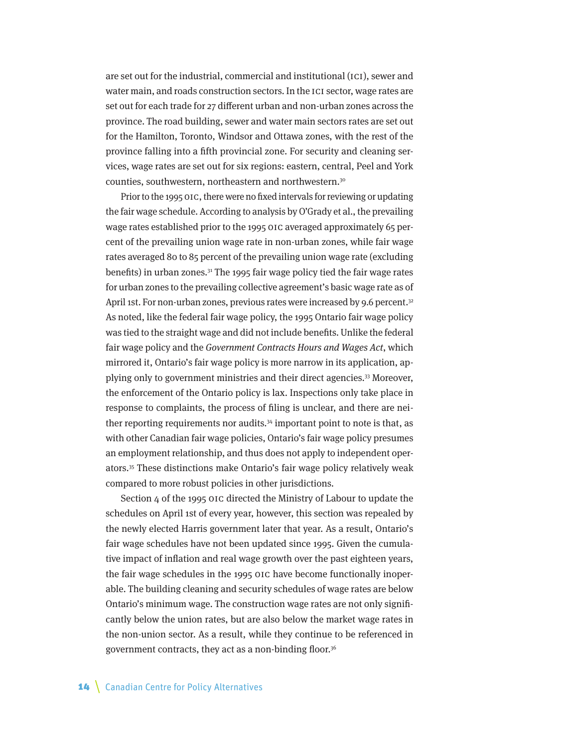are set out for the industrial, commercial and institutional (ICI), sewer and water main, and roads construction sectors. In the ICI sector, wage rates are set out for each trade for 27 different urban and non-urban zones across the province. The road building, sewer and water main sectors rates are set out for the Hamilton, Toronto, Windsor and Ottawa zones, with the rest of the province falling into a fifth provincial zone. For security and cleaning services, wage rates are set out for six regions: eastern, central, Peel and York counties, southwestern, northeastern and northwestern.[30]

Prior to the 1995 OIC, there were no fixed intervals for reviewing or updating the fair wage schedule. According to analysis by O'Grady et al., the prevailing wage rates established prior to the 1995 OIC averaged approximately 65 percent of the prevailing union wage rate in non-urban zones, while fair wage rates averaged 80 to 85 percent of the prevailing union wage rate (excluding benefits) in urban zones.[31] The 1995 fair wage policy tied the fair wage rates for urban zones to the prevailing collective agreement's basic wage rate as of April 1st. For non-urban zones, previous rates were increased by 9.6 percent.[32] As noted, like the federal fair wage policy, the 1995 Ontario fair wage policy was tied to the straight wage and did not include benefits. Unlike the federal fair wage policy and the *Government Contracts Hours and Wages Act*, which mirrored it, Ontario's fair wage policy is more narrow in its application, applying only to government ministries and their direct agencies.[33] Moreover, the enforcement of the Ontario policy is lax. Inspections only take place in response to complaints, the process of filing is unclear, and there are neither reporting requirements nor audits.[34] important point to note is that, as with other Canadian fair wage policies, Ontario's fair wage policy presumes an employment relationship, and thus does not apply to independent operators.[35] These distinctions make Ontario's fair wage policy relatively weak compared to more robust policies in other jurisdictions.

Section 4 of the 1995 OIC directed the Ministry of Labour to update the schedules on April 1st of every year, however, this section was repealed by the newly elected Harris government later that year. As a result, Ontario's fair wage schedules have not been updated since 1995. Given the cumulative impact of inflation and real wage growth over the past eighteen years, the fair wage schedules in the 1995 OIC have become functionally inoperable. The building cleaning and security schedules of wage rates are below Ontario's minimum wage. The construction wage rates are not only significantly below the union rates, but are also below the market wage rates in the non-union sector. As a result, while they continue to be referenced in government contracts, they act as a non-binding floor.[36]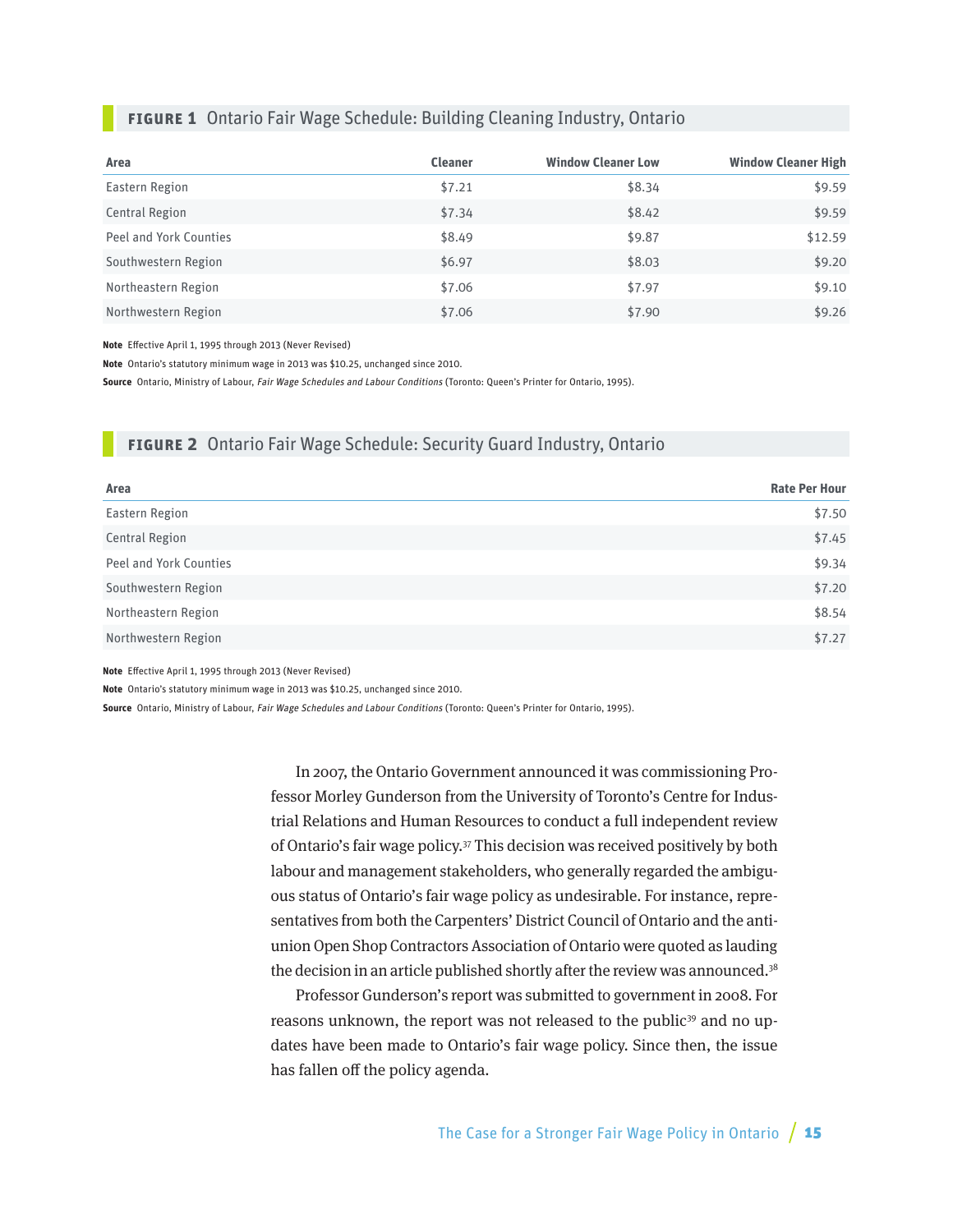**FIGURE 1** Ontario Fair Wage Schedule: Building Cleaning Industry, Ontario

| Area | Cleaner | Window Cleaner Low | Window Cleaner High |
|---|---|---|---|
| Eastern Region | $7.21 | $8.34 | $9.59 |
| Central Region | $7.34 | $8.42 | $9.59 |
| Peel and York Counties | $8.49 | $9.87 | $12.59 |
| Southwestern Region | $6.97 | $8.03 | $9.20 |
| Northeastern Region | $7.06 | $7.97 | $9.10 |
| Northwestern Region | $7.06 | $7.90 | $9.26 |

**Note** Effective April 1, 1995 through 2013 (Never Revised)

**Note** Ontario's statutory minimum wage in 2013 was $10.25, unchanged since 2010.

**Source** Ontario, Ministry of Labour, *Fair Wage Schedules and Labour Conditions* (Toronto: Queen's Printer for Ontario, 1995).

**FIGURE 2** Ontario Fair Wage Schedule: Security Guard Industry, Ontario

| Area | Rate Per Hour |
|---|---|
| Eastern Region | $7.50 |
| Central Region | $7.45 |
| Peel and York Counties | $9.34 |
| Southwestern Region | $7.20 |
| Northeastern Region | $8.54 |
| Northwestern Region | $7.27 |

**Note** Effective April 1, 1995 through 2013 (Never Revised)

**Note** Ontario's statutory minimum wage in 2013 was $10.25, unchanged since 2010.

**Source** Ontario, Ministry of Labour, *Fair Wage Schedules and Labour Conditions* (Toronto: Queen's Printer for Ontario, 1995).

In 2007, the Ontario Government announced it was commissioning Professor Morley Gunderson from the University of Toronto's Centre for Industrial Relations and Human Resources to conduct a full independent review of Ontario's fair wage policy.[37] This decision was received positively by both labour and management stakeholders, who generally regarded the ambiguous status of Ontario's fair wage policy as undesirable. For instance, representatives from both the Carpenters' District Council of Ontario and the anti-union Open Shop Contractors Association of Ontario were quoted as lauding the decision in an article published shortly after the review was announced.[38]

Professor Gunderson's report was submitted to government in 2008. For reasons unknown, the report was not released to the public[39] and no updates have been made to Ontario's fair wage policy. Since then, the issue has fallen off the policy agenda.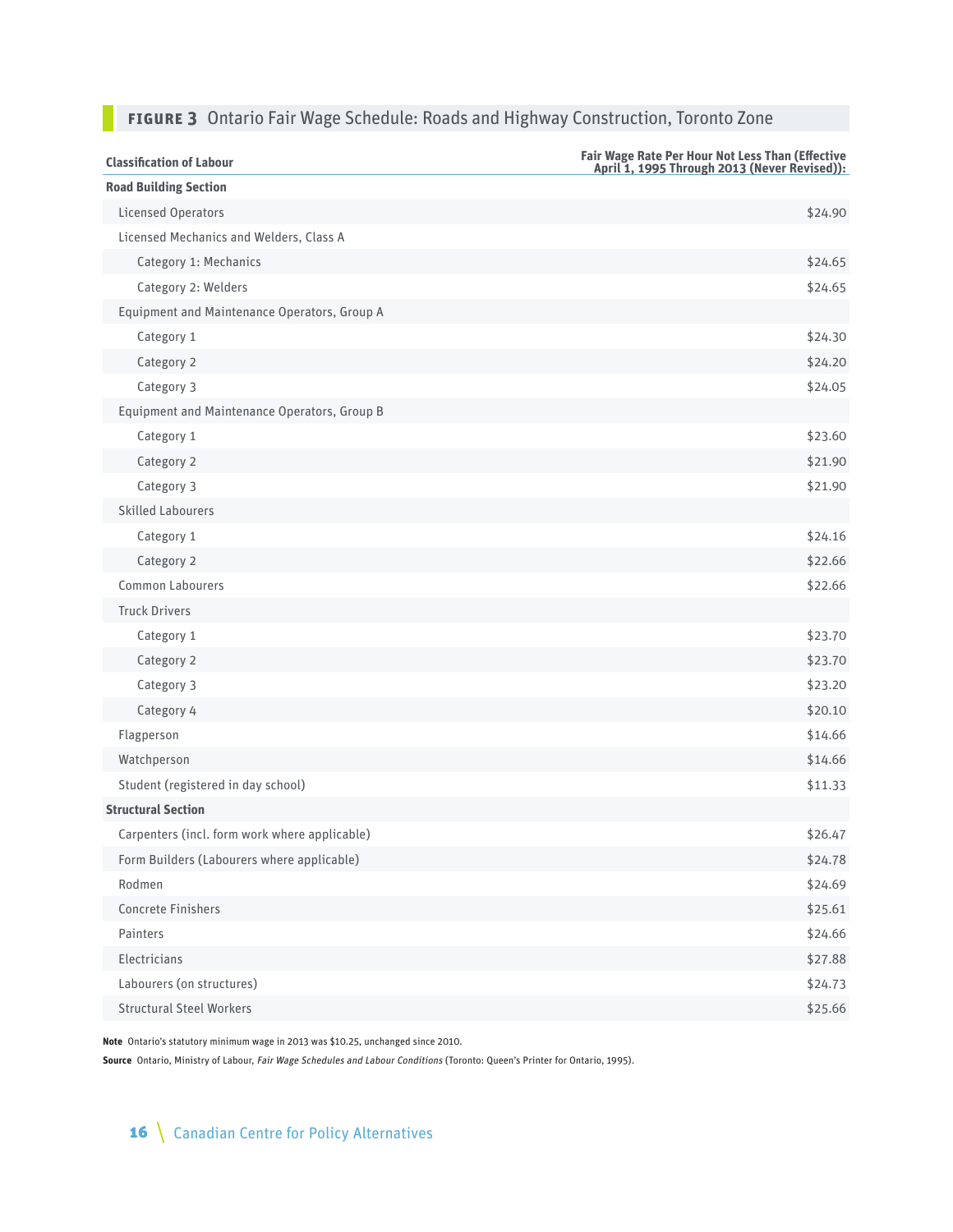**FIGURE 3** Ontario Fair Wage Schedule: Roads and Highway Construction, Toronto Zone

| Classification of Labour | Fair Wage Rate Per Hour Not Less Than (Effective April 1, 1995 Through 2013 (Never Revised)): |
|---|---|
| **Road Building Section** | |
| Licensed Operators | $24.90 |
| Licensed Mechanics and Welders, Class A | |
| Category 1: Mechanics | $24.65 |
| Category 2: Welders | $24.65 |
| Equipment and Maintenance Operators, Group A | |
| Category 1 | $24.30 |
| Category 2 | $24.20 |
| Category 3 | $24.05 |
| Equipment and Maintenance Operators, Group B | |
| Category 1 | $23.60 |
| Category 2 | $21.90 |
| Category 3 | $21.90 |
| Skilled Labourers | |
| Category 1 | $24.16 |
| Category 2 | $22.66 |
| Common Labourers | $22.66 |
| Truck Drivers | |
| Category 1 | $23.70 |
| Category 2 | $23.70 |
| Category 3 | $23.20 |
| Category 4 | $20.10 |
| Flagperson | $14.66 |
| Watchperson | $14.66 |
| Student (registered in day school) | $11.33 |
| **Structural Section** | |
| Carpenters (incl. form work where applicable) | $26.47 |
| Form Builders (Labourers where applicable) | $24.78 |
| Rodmen | $24.69 |
| Concrete Finishers | $25.61 |
| Painters | $24.66 |
| Electricians | $27.88 |
| Labourers (on structures) | $24.73 |
| Structural Steel Workers | $25.66 |

**Note** Ontario's statutory minimum wage in 2013 was $10.25, unchanged since 2010.

**Source** Ontario, Ministry of Labour, *Fair Wage Schedules and Labour Conditions* (Toronto: Queen's Printer for Ontario, 1995).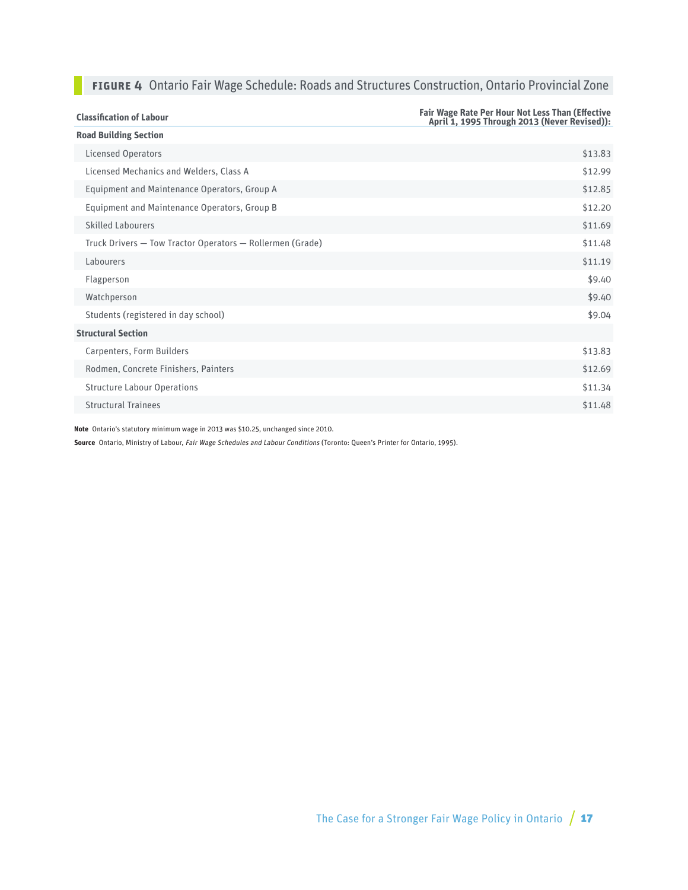**FIGURE 4** Ontario Fair Wage Schedule: Roads and Structures Construction, Ontario Provincial Zone

| Classification of Labour | Fair Wage Rate Per Hour Not Less Than (Effective April 1, 1995 Through 2013 (Never Revised)): |
|---|---|
| **Road Building Section** | |
| Licensed Operators | $13.83 |
| Licensed Mechanics and Welders, Class A | $12.99 |
| Equipment and Maintenance Operators, Group A | $12.85 |
| Equipment and Maintenance Operators, Group B | $12.20 |
| Skilled Labourers | $11.69 |
| Truck Drivers — Tow Tractor Operators — Rollermen (Grade) | $11.48 |
| Labourers | $11.19 |
| Flagperson | $9.40 |
| Watchperson | $9.40 |
| Students (registered in day school) | $9.04 |
| **Structural Section** | |
| Carpenters, Form Builders | $13.83 |
| Rodmen, Concrete Finishers, Painters | $12.69 |
| Structure Labour Operations | $11.34 |
| Structural Trainees | $11.48 |

**Note** Ontario's statutory minimum wage in 2013 was $10.25, unchanged since 2010.

**Source** Ontario, Ministry of Labour, *Fair Wage Schedules and Labour Conditions* (Toronto: Queen's Printer for Ontario, 1995).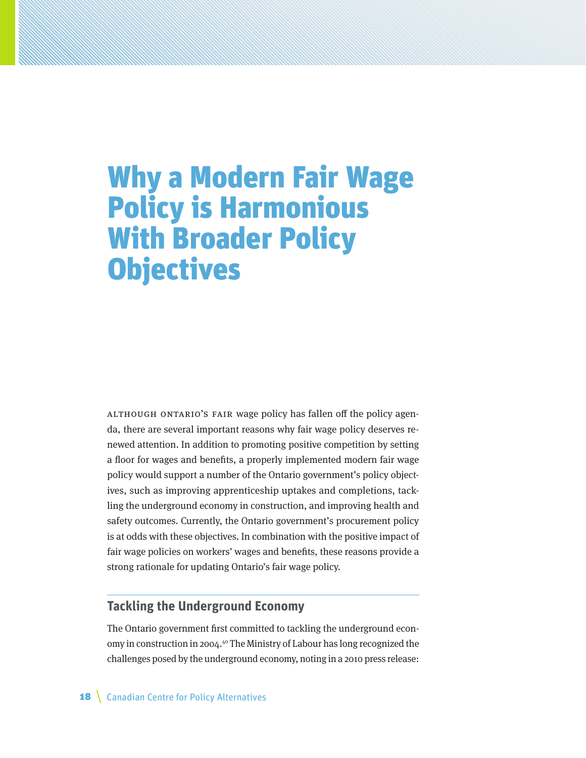# Why a Modern Fair Wage Policy is Harmonious With Broader Policy Objectives

Although Ontario's fair wage policy has fallen off the policy agenda, there are several important reasons why fair wage policy deserves renewed attention. In addition to promoting positive competition by setting a floor for wages and benefits, a properly implemented modern fair wage policy would support a number of the Ontario government's policy objectives, such as improving apprenticeship uptakes and completions, tackling the underground economy in construction, and improving health and safety outcomes. Currently, the Ontario government's procurement policy is at odds with these objectives. In combination with the positive impact of fair wage policies on workers' wages and benefits, these reasons provide a strong rationale for updating Ontario's fair wage policy.

## Tackling the Underground Economy

The Ontario government first committed to tackling the underground economy in construction in 2004.[40] The Ministry of Labour has long recognized the challenges posed by the underground economy, noting in a 2010 press release: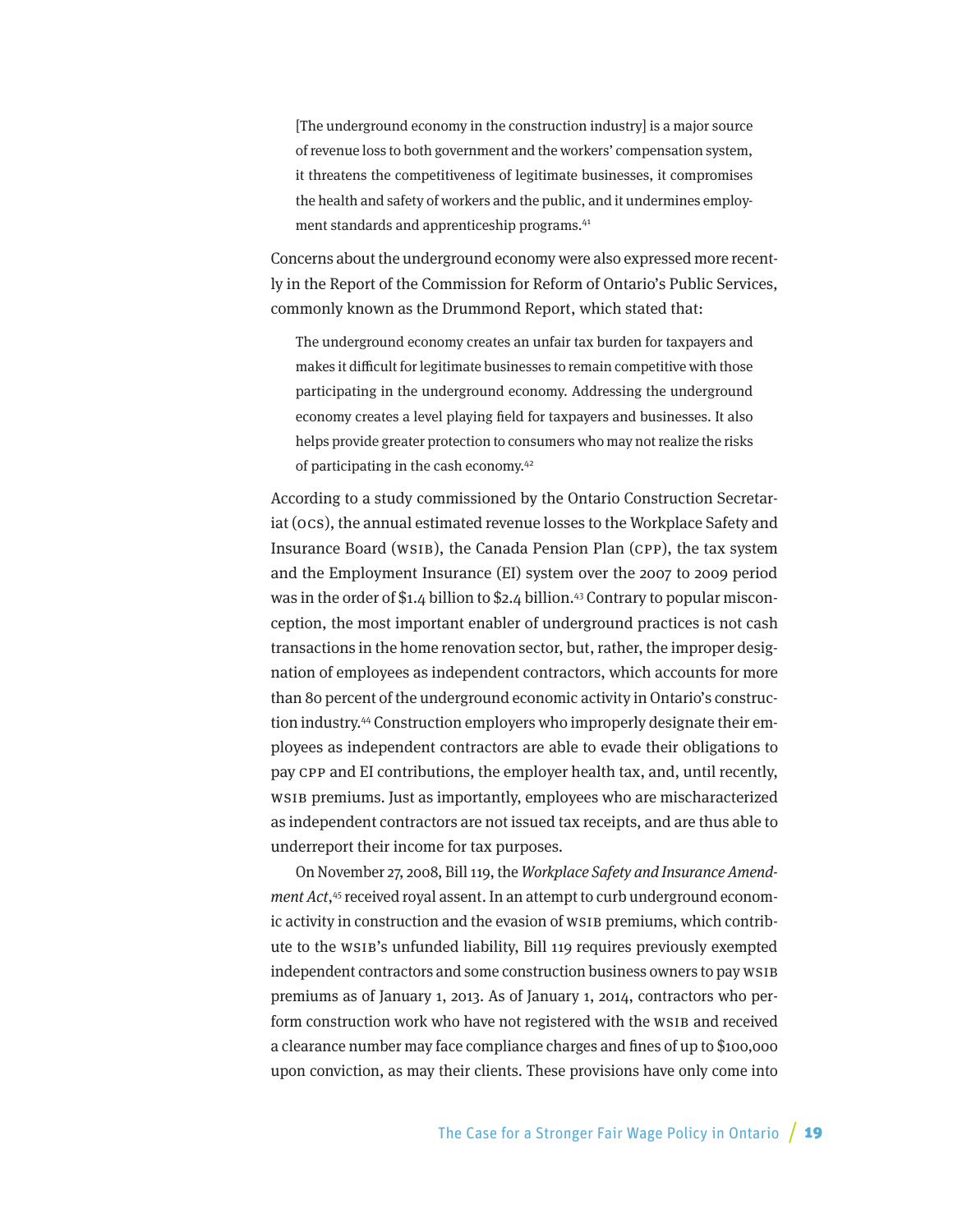> [The underground economy in the construction industry] is a major source of revenue loss to both government and the workers' compensation system, it threatens the competitiveness of legitimate businesses, it compromises the health and safety of workers and the public, and it undermines employment standards and apprenticeship programs.[41]

Concerns about the underground economy were also expressed more recently in the Report of the Commission for Reform of Ontario's Public Services, commonly known as the Drummond Report, which stated that:

> The underground economy creates an unfair tax burden for taxpayers and makes it difficult for legitimate businesses to remain competitive with those participating in the underground economy. Addressing the underground economy creates a level playing field for taxpayers and businesses. It also helps provide greater protection to consumers who may not realize the risks of participating in the cash economy.[42]

According to a study commissioned by the Ontario Construction Secretariat (OCS), the annual estimated revenue losses to the Workplace Safety and Insurance Board (WSIB), the Canada Pension Plan (CPP), the tax system and the Employment Insurance (EI) system over the 2007 to 2009 period was in the order of $1.4 billion to $2.4 billion.[43] Contrary to popular misconception, the most important enabler of underground practices is not cash transactions in the home renovation sector, but, rather, the improper designation of employees as independent contractors, which accounts for more than 80 percent of the underground economic activity in Ontario's construction industry.[44] Construction employers who improperly designate their employees as independent contractors are able to evade their obligations to pay CPP and EI contributions, the employer health tax, and, until recently, WSIB premiums. Just as importantly, employees who are mischaracterized as independent contractors are not issued tax receipts, and are thus able to underreport their income for tax purposes.

On November 27, 2008, Bill 119, the *Workplace Safety and Insurance Amendment Act*,[45] received royal assent. In an attempt to curb underground economic activity in construction and the evasion of WSIB premiums, which contribute to the WSIB's unfunded liability, Bill 119 requires previously exempted independent contractors and some construction business owners to pay WSIB premiums as of January 1, 2013. As of January 1, 2014, contractors who perform construction work who have not registered with the WSIB and received a clearance number may face compliance charges and fines of up to $100,000 upon conviction, as may their clients. These provisions have only come into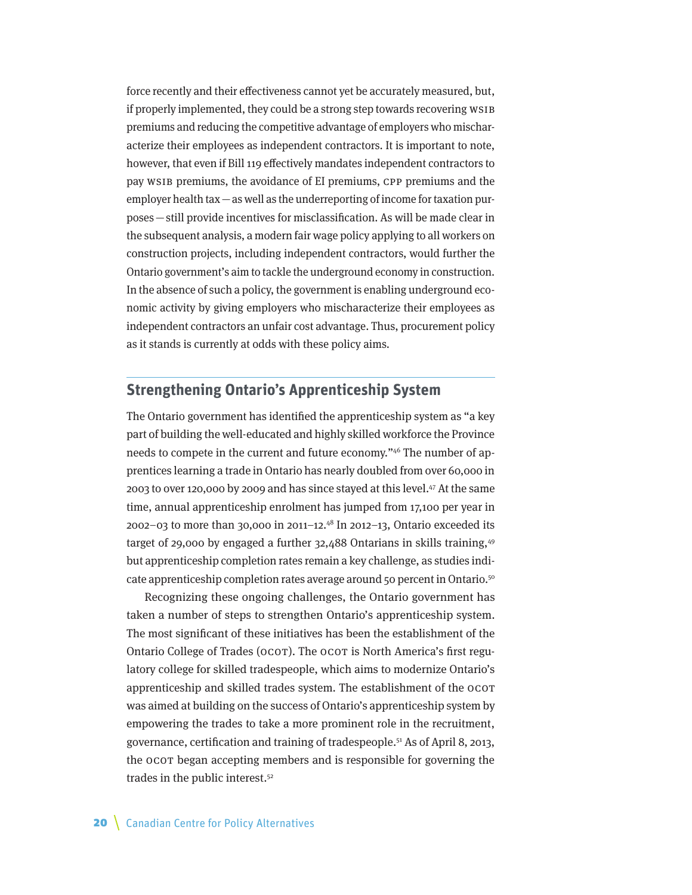force recently and their effectiveness cannot yet be accurately measured, but, if properly implemented, they could be a strong step towards recovering WSIB premiums and reducing the competitive advantage of employers who mischaracterize their employees as independent contractors. It is important to note, however, that even if Bill 119 effectively mandates independent contractors to pay WSIB premiums, the avoidance of EI premiums, CPP premiums and the employer health tax — as well as the underreporting of income for taxation purposes — still provide incentives for misclassification. As will be made clear in the subsequent analysis, a modern fair wage policy applying to all workers on construction projects, including independent contractors, would further the Ontario government's aim to tackle the underground economy in construction. In the absence of such a policy, the government is enabling underground economic activity by giving employers who mischaracterize their employees as independent contractors an unfair cost advantage. Thus, procurement policy as it stands is currently at odds with these policy aims.

## Strengthening Ontario's Apprenticeship System

The Ontario government has identified the apprenticeship system as "a key part of building the well-educated and highly skilled workforce the Province needs to compete in the current and future economy."[46] The number of apprentices learning a trade in Ontario has nearly doubled from over 60,000 in 2003 to over 120,000 by 2009 and has since stayed at this level.[47] At the same time, annual apprenticeship enrolment has jumped from 17,100 per year in 2002–03 to more than 30,000 in 2011–12.[48] In 2012–13, Ontario exceeded its target of 29,000 by engaged a further 32,488 Ontarians in skills training,[49] but apprenticeship completion rates remain a key challenge, as studies indicate apprenticeship completion rates average around 50 percent in Ontario.[50]

Recognizing these ongoing challenges, the Ontario government has taken a number of steps to strengthen Ontario's apprenticeship system. The most significant of these initiatives has been the establishment of the Ontario College of Trades (OCOT). The OCOT is North America's first regulatory college for skilled tradespeople, which aims to modernize Ontario's apprenticeship and skilled trades system. The establishment of the OCOT was aimed at building on the success of Ontario's apprenticeship system by empowering the trades to take a more prominent role in the recruitment, governance, certification and training of tradespeople.[51] As of April 8, 2013, the OCOT began accepting members and is responsible for governing the trades in the public interest.[52]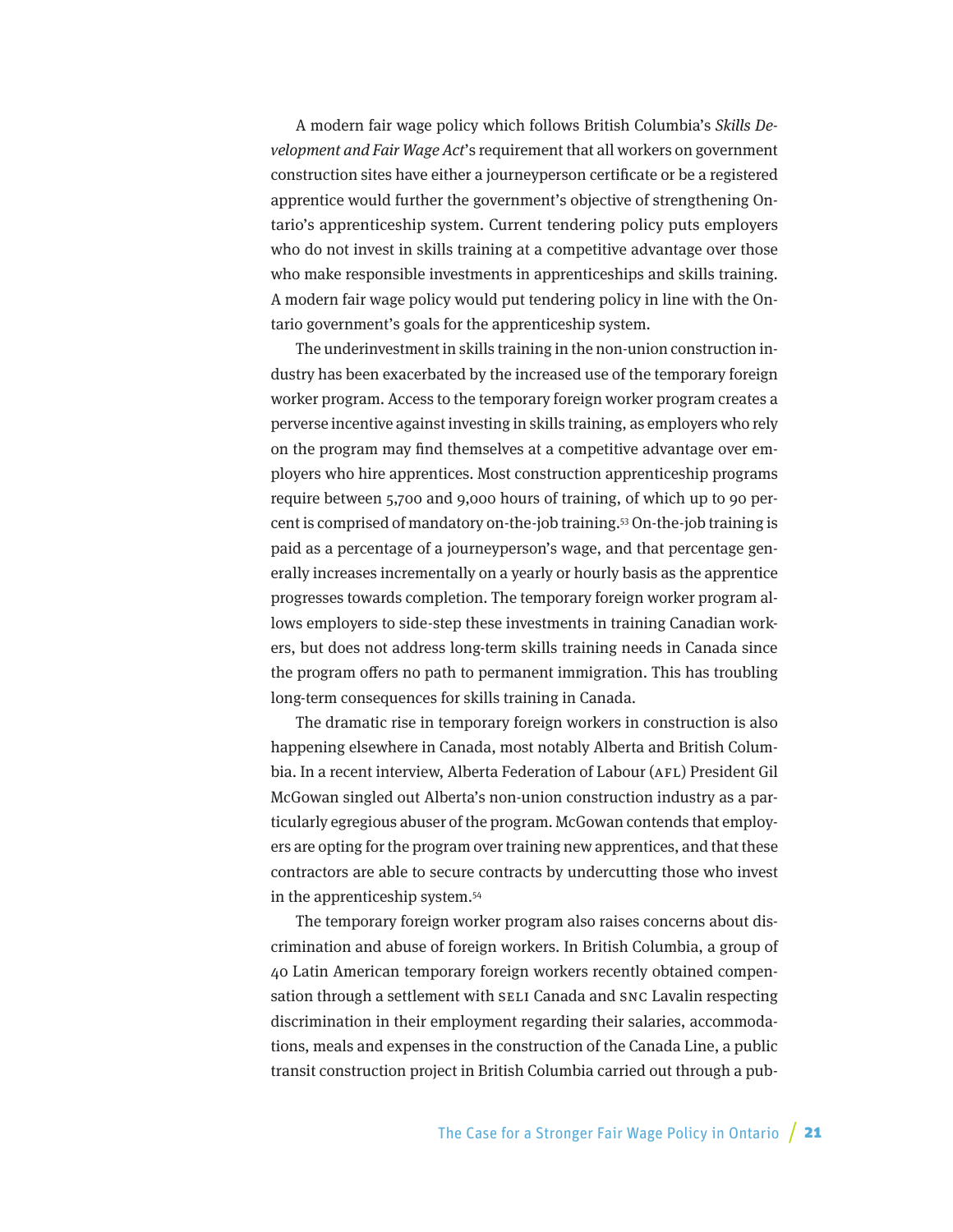A modern fair wage policy which follows British Columbia's *Skills Development and Fair Wage Act*'s requirement that all workers on government construction sites have either a journeyperson certificate or be a registered apprentice would further the government's objective of strengthening Ontario's apprenticeship system. Current tendering policy puts employers who do not invest in skills training at a competitive advantage over those who make responsible investments in apprenticeships and skills training. A modern fair wage policy would put tendering policy in line with the Ontario government's goals for the apprenticeship system.

The underinvestment in skills training in the non-union construction industry has been exacerbated by the increased use of the temporary foreign worker program. Access to the temporary foreign worker program creates a perverse incentive against investing in skills training, as employers who rely on the program may find themselves at a competitive advantage over employers who hire apprentices. Most construction apprenticeship programs require between 5,700 and 9,000 hours of training, of which up to 90 percent is comprised of mandatory on-the-job training.[53] On-the-job training is paid as a percentage of a journeyperson's wage, and that percentage generally increases incrementally on a yearly or hourly basis as the apprentice progresses towards completion. The temporary foreign worker program allows employers to side-step these investments in training Canadian workers, but does not address long-term skills training needs in Canada since the program offers no path to permanent immigration. This has troubling long-term consequences for skills training in Canada.

The dramatic rise in temporary foreign workers in construction is also happening elsewhere in Canada, most notably Alberta and British Columbia. In a recent interview, Alberta Federation of Labour (AFL) President Gil McGowan singled out Alberta's non-union construction industry as a particularly egregious abuser of the program. McGowan contends that employers are opting for the program over training new apprentices, and that these contractors are able to secure contracts by undercutting those who invest in the apprenticeship system.[54]

The temporary foreign worker program also raises concerns about discrimination and abuse of foreign workers. In British Columbia, a group of 40 Latin American temporary foreign workers recently obtained compensation through a settlement with SELI Canada and SNC Lavalin respecting discrimination in their employment regarding their salaries, accommodations, meals and expenses in the construction of the Canada Line, a public transit construction project in British Columbia carried out through a pub-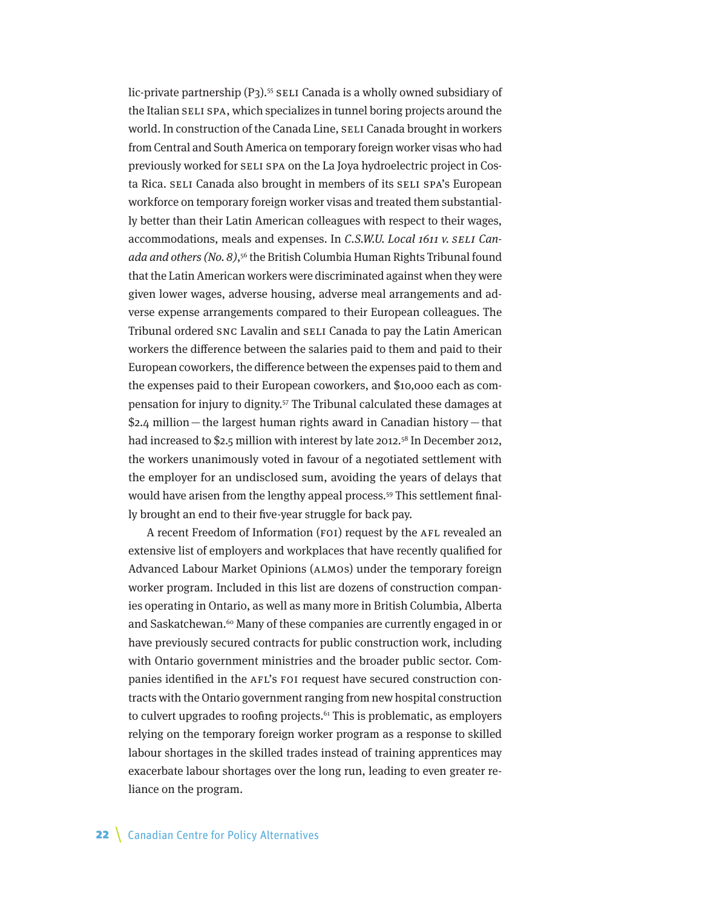lic-private partnership (P3).[55] SELI Canada is a wholly owned subsidiary of the Italian SELI SPA, which specializes in tunnel boring projects around the world. In construction of the Canada Line, SELI Canada brought in workers from Central and South America on temporary foreign worker visas who had previously worked for SELI SPA on the La Joya hydroelectric project in Costa Rica. SELI Canada also brought in members of its SELI SPA's European workforce on temporary foreign worker visas and treated them substantially better than their Latin American colleagues with respect to their wages, accommodations, meals and expenses. In *C.S.W.U. Local 1611 v. SELI Canada and others (No. 8)*,[56] the British Columbia Human Rights Tribunal found that the Latin American workers were discriminated against when they were given lower wages, adverse housing, adverse meal arrangements and adverse expense arrangements compared to their European colleagues. The Tribunal ordered SNC Lavalin and SELI Canada to pay the Latin American workers the difference between the salaries paid to them and paid to their European coworkers, the difference between the expenses paid to them and the expenses paid to their European coworkers, and $10,000 each as compensation for injury to dignity.[57] The Tribunal calculated these damages at $2.4 million — the largest human rights award in Canadian history — that had increased to $2.5 million with interest by late 2012.[58] In December 2012, the workers unanimously voted in favour of a negotiated settlement with the employer for an undisclosed sum, avoiding the years of delays that would have arisen from the lengthy appeal process.[59] This settlement finally brought an end to their five-year struggle for back pay.

A recent Freedom of Information (FOI) request by the AFL revealed an extensive list of employers and workplaces that have recently qualified for Advanced Labour Market Opinions (ALMOs) under the temporary foreign worker program. Included in this list are dozens of construction companies operating in Ontario, as well as many more in British Columbia, Alberta and Saskatchewan.[60] Many of these companies are currently engaged in or have previously secured contracts for public construction work, including with Ontario government ministries and the broader public sector. Companies identified in the AFL's FOI request have secured construction contracts with the Ontario government ranging from new hospital construction to culvert upgrades to roofing projects.[61] This is problematic, as employers relying on the temporary foreign worker program as a response to skilled labour shortages in the skilled trades instead of training apprentices may exacerbate labour shortages over the long run, leading to even greater reliance on the program.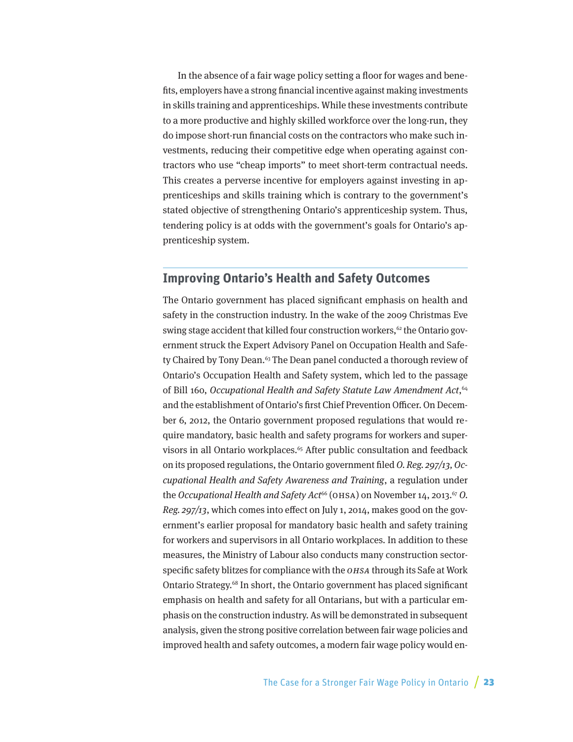In the absence of a fair wage policy setting a floor for wages and benefits, employers have a strong financial incentive against making investments in skills training and apprenticeships. While these investments contribute to a more productive and highly skilled workforce over the long-run, they do impose short-run financial costs on the contractors who make such investments, reducing their competitive edge when operating against contractors who use "cheap imports" to meet short-term contractual needs. This creates a perverse incentive for employers against investing in apprenticeships and skills training which is contrary to the government's stated objective of strengthening Ontario's apprenticeship system. Thus, tendering policy is at odds with the government's goals for Ontario's apprenticeship system.

## Improving Ontario's Health and Safety Outcomes

The Ontario government has placed significant emphasis on health and safety in the construction industry. In the wake of the 2009 Christmas Eve swing stage accident that killed four construction workers,[62] the Ontario government struck the Expert Advisory Panel on Occupation Health and Safety Chaired by Tony Dean.[63] The Dean panel conducted a thorough review of Ontario's Occupation Health and Safety system, which led to the passage of Bill 160, *Occupational Health and Safety Statute Law Amendment Act*,[64] and the establishment of Ontario's first Chief Prevention Officer. On December 6, 2012, the Ontario government proposed regulations that would require mandatory, basic health and safety programs for workers and supervisors in all Ontario workplaces.[65] After public consultation and feedback on its proposed regulations, the Ontario government filed *O. Reg. 297/13, Occupational Health and Safety Awareness and Training*, a regulation under the *Occupational Health and Safety Act*[66] (OHSA) on November 14, 2013.[67] *O. Reg. 297/13*, which comes into effect on July 1, 2014, makes good on the government's earlier proposal for mandatory basic health and safety training for workers and supervisors in all Ontario workplaces. In addition to these measures, the Ministry of Labour also conducts many construction sector-specific safety blitzes for compliance with the *OHSA* through its Safe at Work Ontario Strategy.[68] In short, the Ontario government has placed significant emphasis on health and safety for all Ontarians, but with a particular emphasis on the construction industry. As will be demonstrated in subsequent analysis, given the strong positive correlation between fair wage policies and improved health and safety outcomes, a modern fair wage policy would en-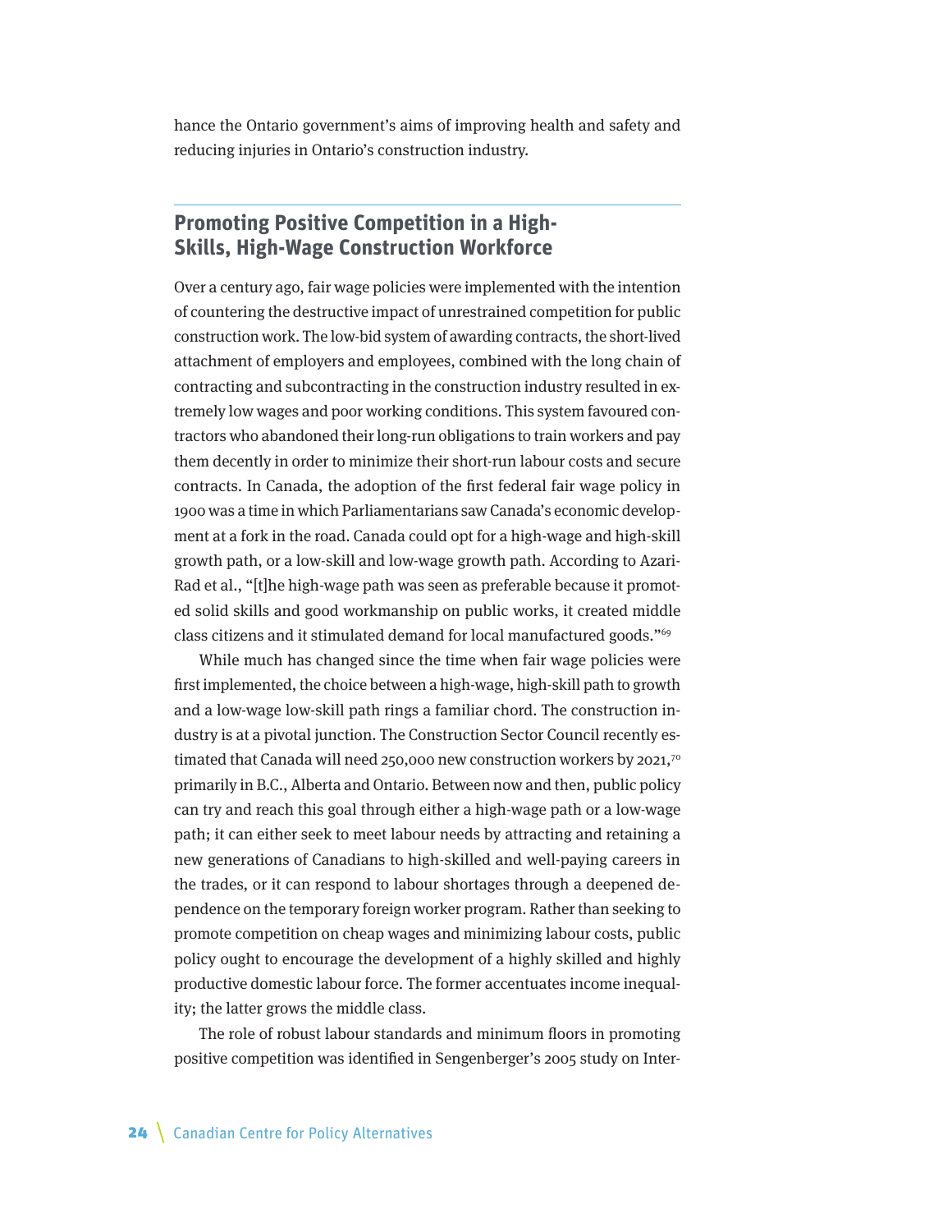hance the Ontario government's aims of improving health and safety and reducing injuries in Ontario's construction industry.

## Promoting Positive Competition in a High-Skills, High-Wage Construction Workforce

Over a century ago, fair wage policies were implemented with the intention of countering the destructive impact of unrestrained competition for public construction work. The low-bid system of awarding contracts, the short-lived attachment of employers and employees, combined with the long chain of contracting and subcontracting in the construction industry resulted in extremely low wages and poor working conditions. This system favoured contractors who abandoned their long-run obligations to train workers and pay them decently in order to minimize their short-run labour costs and secure contracts. In Canada, the adoption of the first federal fair wage policy in 1900 was a time in which Parliamentarians saw Canada's economic development at a fork in the road. Canada could opt for a high-wage and high-skill growth path, or a low-skill and low-wage growth path. According to Azari-Rad et al., "[t]he high-wage path was seen as preferable because it promoted solid skills and good workmanship on public works, it created middle class citizens and it stimulated demand for local manufactured goods."[69]

While much has changed since the time when fair wage policies were first implemented, the choice between a high-wage, high-skill path to growth and a low-wage low-skill path rings a familiar chord. The construction industry is at a pivotal junction. The Construction Sector Council recently estimated that Canada will need 250,000 new construction workers by 2021,[70] primarily in B.C., Alberta and Ontario. Between now and then, public policy can try and reach this goal through either a high-wage path or a low-wage path; it can either seek to meet labour needs by attracting and retaining a new generations of Canadians to high-skilled and well-paying careers in the trades, or it can respond to labour shortages through a deepened dependence on the temporary foreign worker program. Rather than seeking to promote competition on cheap wages and minimizing labour costs, public policy ought to encourage the development of a highly skilled and highly productive domestic labour force. The former accentuates income inequality; the latter grows the middle class.

The role of robust labour standards and minimum floors in promoting positive competition was identified in Sengenberger's 2005 study on Inter-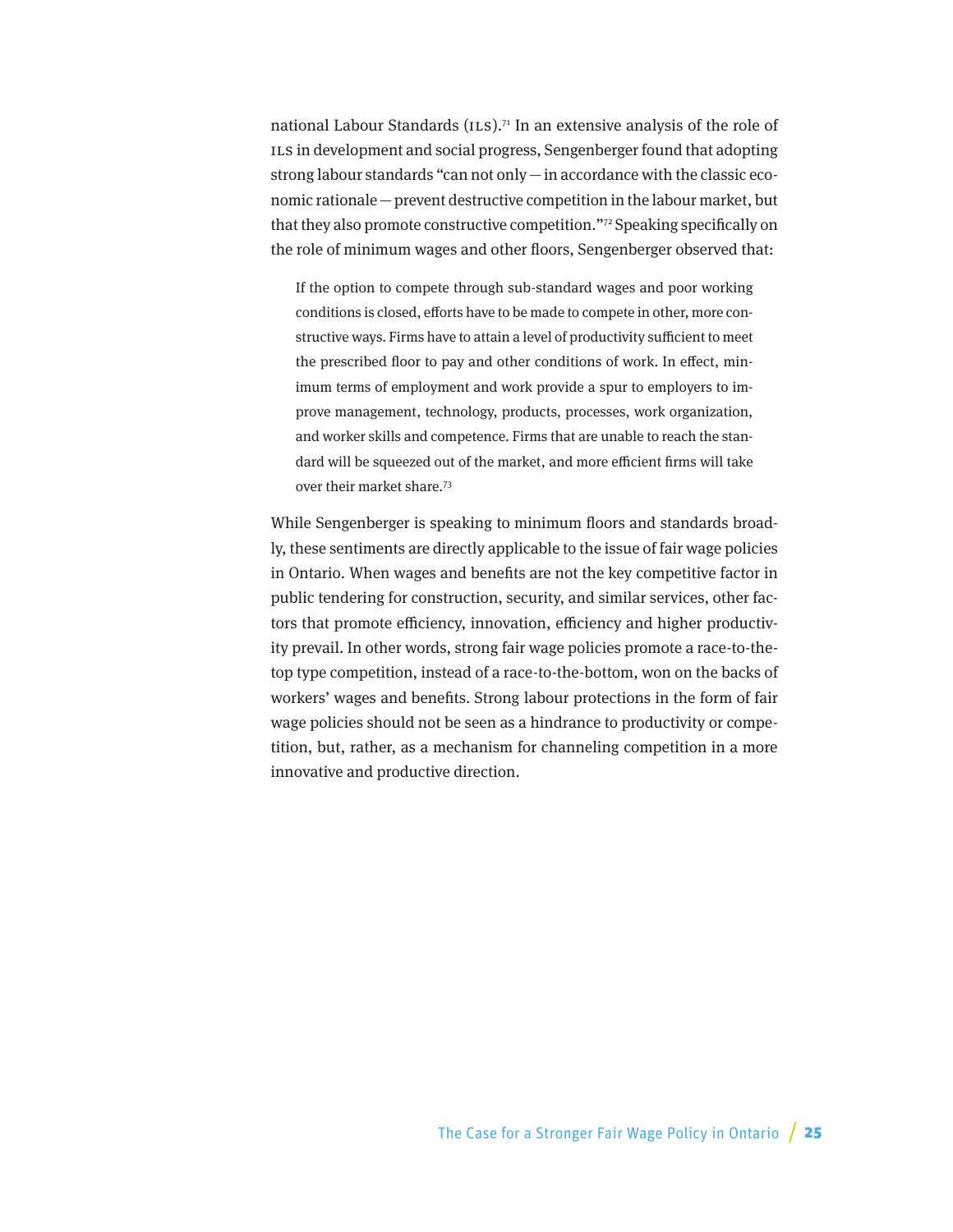national Labour Standards (ILS).[71] In an extensive analysis of the role of ILS in development and social progress, Sengenberger found that adopting strong labour standards "can not only — in accordance with the classic economic rationale — prevent destructive competition in the labour market, but that they also promote constructive competition."[72] Speaking specifically on the role of minimum wages and other floors, Sengenberger observed that:

> If the option to compete through sub-standard wages and poor working conditions is closed, efforts have to be made to compete in other, more constructive ways. Firms have to attain a level of productivity sufficient to meet the prescribed floor to pay and other conditions of work. In effect, minimum terms of employment and work provide a spur to employers to improve management, technology, products, processes, work organization, and worker skills and competence. Firms that are unable to reach the standard will be squeezed out of the market, and more efficient firms will take over their market share.[73]

While Sengenberger is speaking to minimum floors and standards broadly, these sentiments are directly applicable to the issue of fair wage policies in Ontario. When wages and benefits are not the key competitive factor in public tendering for construction, security, and similar services, other factors that promote efficiency, innovation, efficiency and higher productivity prevail. In other words, strong fair wage policies promote a race-to-the-top type competition, instead of a race-to-the-bottom, won on the backs of workers' wages and benefits. Strong labour protections in the form of fair wage policies should not be seen as a hindrance to productivity or competition, but, rather, as a mechanism for channeling competition in a more innovative and productive direction.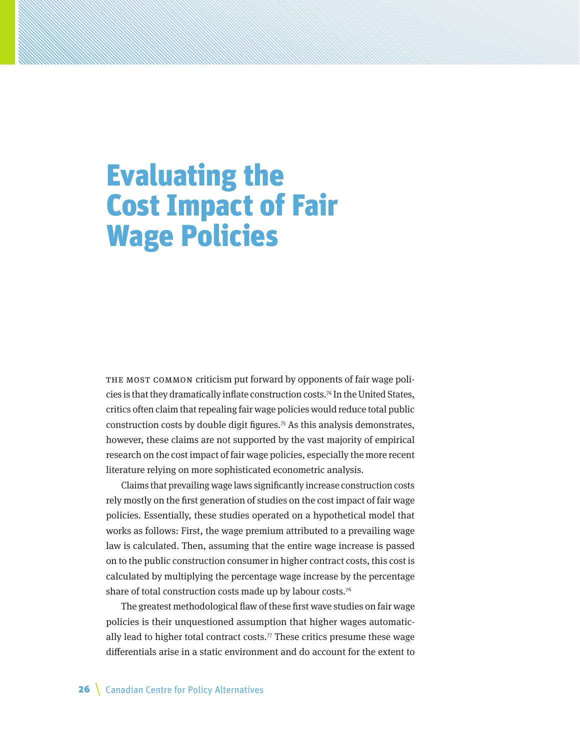# Evaluating the Cost Impact of Fair Wage Policies

THE MOST COMMON criticism put forward by opponents of fair wage policies is that they dramatically inflate construction costs.[74] In the United States, critics often claim that repealing fair wage policies would reduce total public construction costs by double digit figures.[75] As this analysis demonstrates, however, these claims are not supported by the vast majority of empirical research on the cost impact of fair wage policies, especially the more recent literature relying on more sophisticated econometric analysis.

Claims that prevailing wage laws significantly increase construction costs rely mostly on the first generation of studies on the cost impact of fair wage policies. Essentially, these studies operated on a hypothetical model that works as follows: First, the wage premium attributed to a prevailing wage law is calculated. Then, assuming that the entire wage increase is passed on to the public construction consumer in higher contract costs, this cost is calculated by multiplying the percentage wage increase by the percentage share of total construction costs made up by labour costs.[76]

The greatest methodological flaw of these first wave studies on fair wage policies is their unquestioned assumption that higher wages automatically lead to higher total contract costs.[77] These critics presume these wage differentials arise in a static environment and do account for the extent to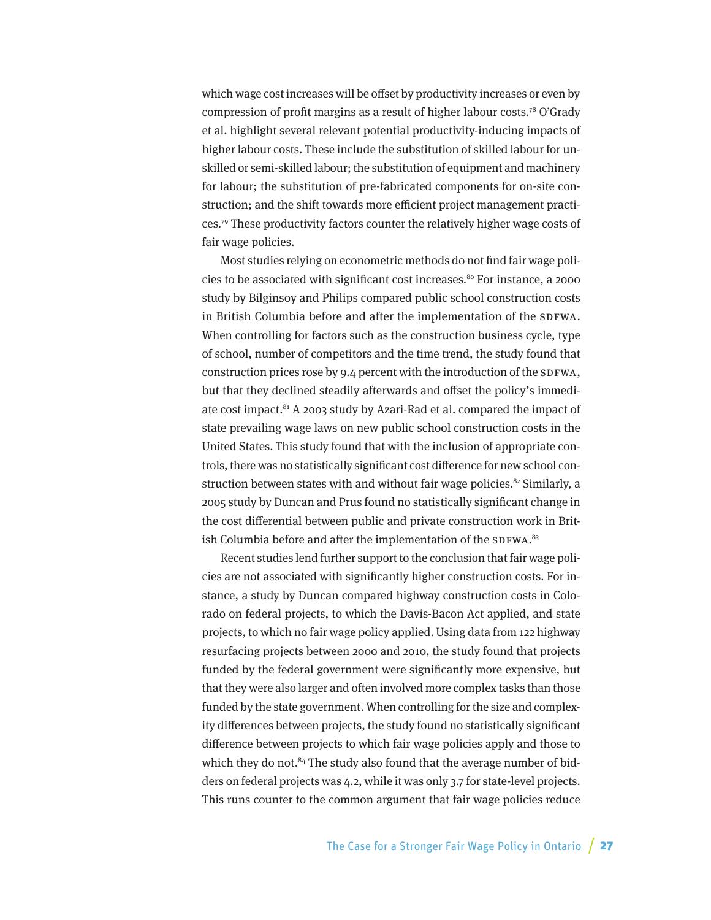which wage cost increases will be offset by productivity increases or even by compression of profit margins as a result of higher labour costs.[78] O'Grady et al. highlight several relevant potential productivity-inducing impacts of higher labour costs. These include the substitution of skilled labour for unskilled or semi-skilled labour; the substitution of equipment and machinery for labour; the substitution of pre-fabricated components for on-site construction; and the shift towards more efficient project management practices.[79] These productivity factors counter the relatively higher wage costs of fair wage policies.

Most studies relying on econometric methods do not find fair wage policies to be associated with significant cost increases.[80] For instance, a 2000 study by Bilginsoy and Philips compared public school construction costs in British Columbia before and after the implementation of the SDFWA. When controlling for factors such as the construction business cycle, type of school, number of competitors and the time trend, the study found that construction prices rose by 9.4 percent with the introduction of the SDFWA, but that they declined steadily afterwards and offset the policy's immediate cost impact.[81] A 2003 study by Azari-Rad et al. compared the impact of state prevailing wage laws on new public school construction costs in the United States. This study found that with the inclusion of appropriate controls, there was no statistically significant cost difference for new school construction between states with and without fair wage policies.[82] Similarly, a 2005 study by Duncan and Prus found no statistically significant change in the cost differential between public and private construction work in British Columbia before and after the implementation of the SDFWA.[83]

Recent studies lend further support to the conclusion that fair wage policies are not associated with significantly higher construction costs. For instance, a study by Duncan compared highway construction costs in Colorado on federal projects, to which the Davis-Bacon Act applied, and state projects, to which no fair wage policy applied. Using data from 122 highway resurfacing projects between 2000 and 2010, the study found that projects funded by the federal government were significantly more expensive, but that they were also larger and often involved more complex tasks than those funded by the state government. When controlling for the size and complexity differences between projects, the study found no statistically significant difference between projects to which fair wage policies apply and those to which they do not.[84] The study also found that the average number of bidders on federal projects was 4.2, while it was only 3.7 for state-level projects. This runs counter to the common argument that fair wage policies reduce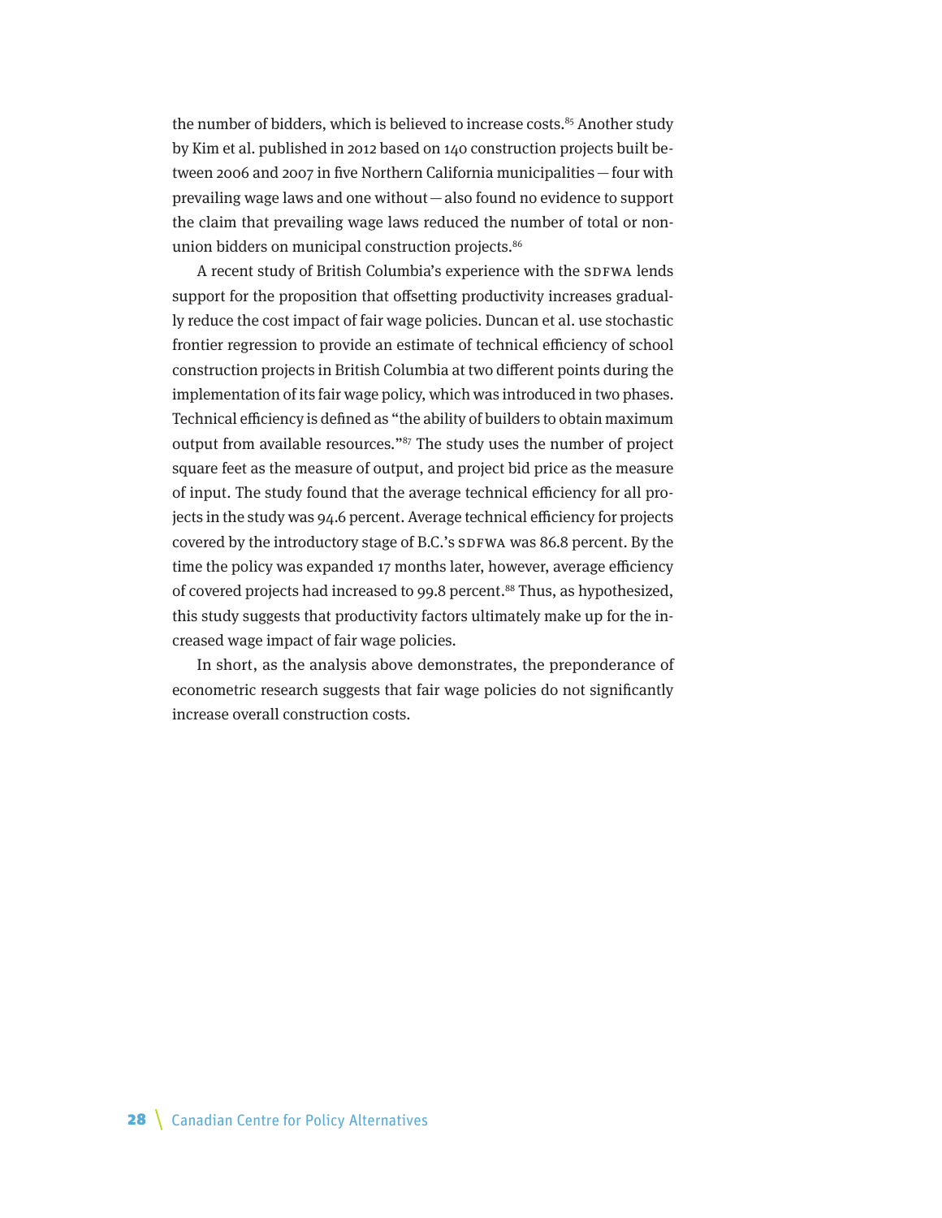the number of bidders, which is believed to increase costs.[85] Another study by Kim et al. published in 2012 based on 140 construction projects built between 2006 and 2007 in five Northern California municipalities — four with prevailing wage laws and one without — also found no evidence to support the claim that prevailing wage laws reduced the number of total or non-union bidders on municipal construction projects.[86]

A recent study of British Columbia's experience with the SDFWA lends support for the proposition that offsetting productivity increases gradually reduce the cost impact of fair wage policies. Duncan et al. use stochastic frontier regression to provide an estimate of technical efficiency of school construction projects in British Columbia at two different points during the implementation of its fair wage policy, which was introduced in two phases. Technical efficiency is defined as "the ability of builders to obtain maximum output from available resources."[87] The study uses the number of project square feet as the measure of output, and project bid price as the measure of input. The study found that the average technical efficiency for all projects in the study was 94.6 percent. Average technical efficiency for projects covered by the introductory stage of B.C.'s SDFWA was 86.8 percent. By the time the policy was expanded 17 months later, however, average efficiency of covered projects had increased to 99.8 percent.[88] Thus, as hypothesized, this study suggests that productivity factors ultimately make up for the increased wage impact of fair wage policies.

In short, as the analysis above demonstrates, the preponderance of econometric research suggests that fair wage policies do not significantly increase overall construction costs.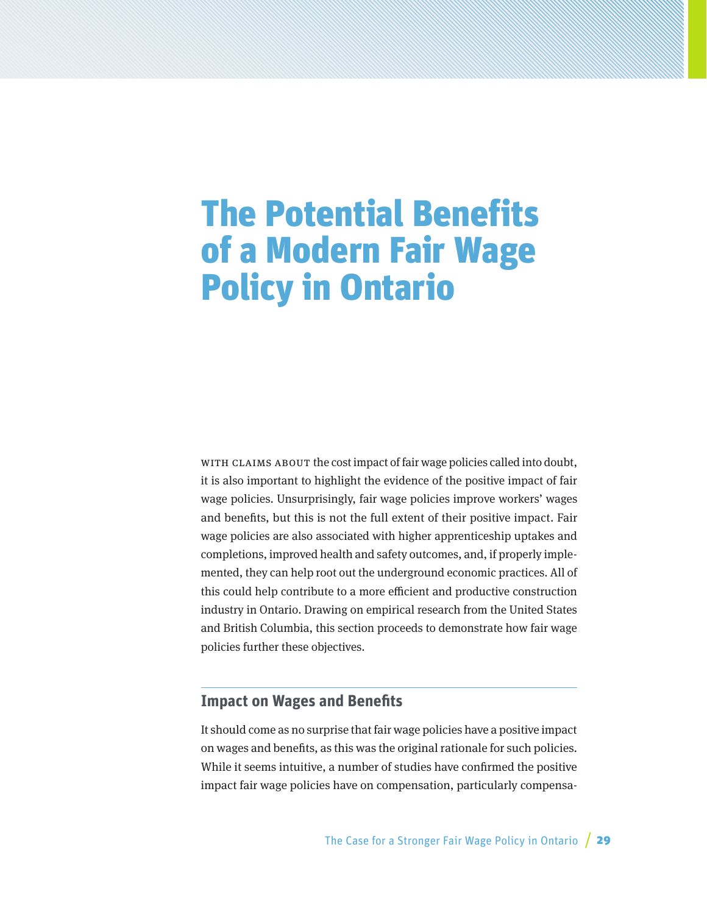# The Potential Benefits of a Modern Fair Wage Policy in Ontario

WITH CLAIMS ABOUT the cost impact of fair wage policies called into doubt, it is also important to highlight the evidence of the positive impact of fair wage policies. Unsurprisingly, fair wage policies improve workers' wages and benefits, but this is not the full extent of their positive impact. Fair wage policies are also associated with higher apprenticeship uptakes and completions, improved health and safety outcomes, and, if properly implemented, they can help root out the underground economic practices. All of this could help contribute to a more efficient and productive construction industry in Ontario. Drawing on empirical research from the United States and British Columbia, this section proceeds to demonstrate how fair wage policies further these objectives.

## Impact on Wages and Benefits

It should come as no surprise that fair wage policies have a positive impact on wages and benefits, as this was the original rationale for such policies. While it seems intuitive, a number of studies have confirmed the positive impact fair wage policies have on compensation, particularly compensa-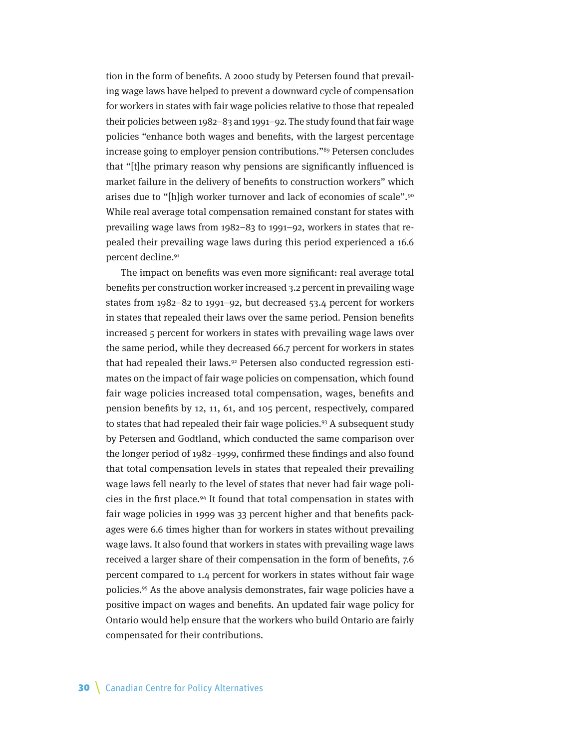tion in the form of benefits. A 2000 study by Petersen found that prevailing wage laws have helped to prevent a downward cycle of compensation for workers in states with fair wage policies relative to those that repealed their policies between 1982–83 and 1991–92. The study found that fair wage policies "enhance both wages and benefits, with the largest percentage increase going to employer pension contributions."[89] Petersen concludes that "[t]he primary reason why pensions are significantly influenced is market failure in the delivery of benefits to construction workers" which arises due to "[h]igh worker turnover and lack of economies of scale".[90] While real average total compensation remained constant for states with prevailing wage laws from 1982–83 to 1991–92, workers in states that repealed their prevailing wage laws during this period experienced a 16.6 percent decline.[91]

The impact on benefits was even more significant: real average total benefits per construction worker increased 3.2 percent in prevailing wage states from 1982–82 to 1991–92, but decreased 53.4 percent for workers in states that repealed their laws over the same period. Pension benefits increased 5 percent for workers in states with prevailing wage laws over the same period, while they decreased 66.7 percent for workers in states that had repealed their laws.[92] Petersen also conducted regression estimates on the impact of fair wage policies on compensation, which found fair wage policies increased total compensation, wages, benefits and pension benefits by 12, 11, 61, and 105 percent, respectively, compared to states that had repealed their fair wage policies.[93] A subsequent study by Petersen and Godtland, which conducted the same comparison over the longer period of 1982–1999, confirmed these findings and also found that total compensation levels in states that repealed their prevailing wage laws fell nearly to the level of states that never had fair wage policies in the first place.[94] It found that total compensation in states with fair wage policies in 1999 was 33 percent higher and that benefits packages were 6.6 times higher than for workers in states without prevailing wage laws. It also found that workers in states with prevailing wage laws received a larger share of their compensation in the form of benefits, 7.6 percent compared to 1.4 percent for workers in states without fair wage policies.[95] As the above analysis demonstrates, fair wage policies have a positive impact on wages and benefits. An updated fair wage policy for Ontario would help ensure that the workers who build Ontario are fairly compensated for their contributions.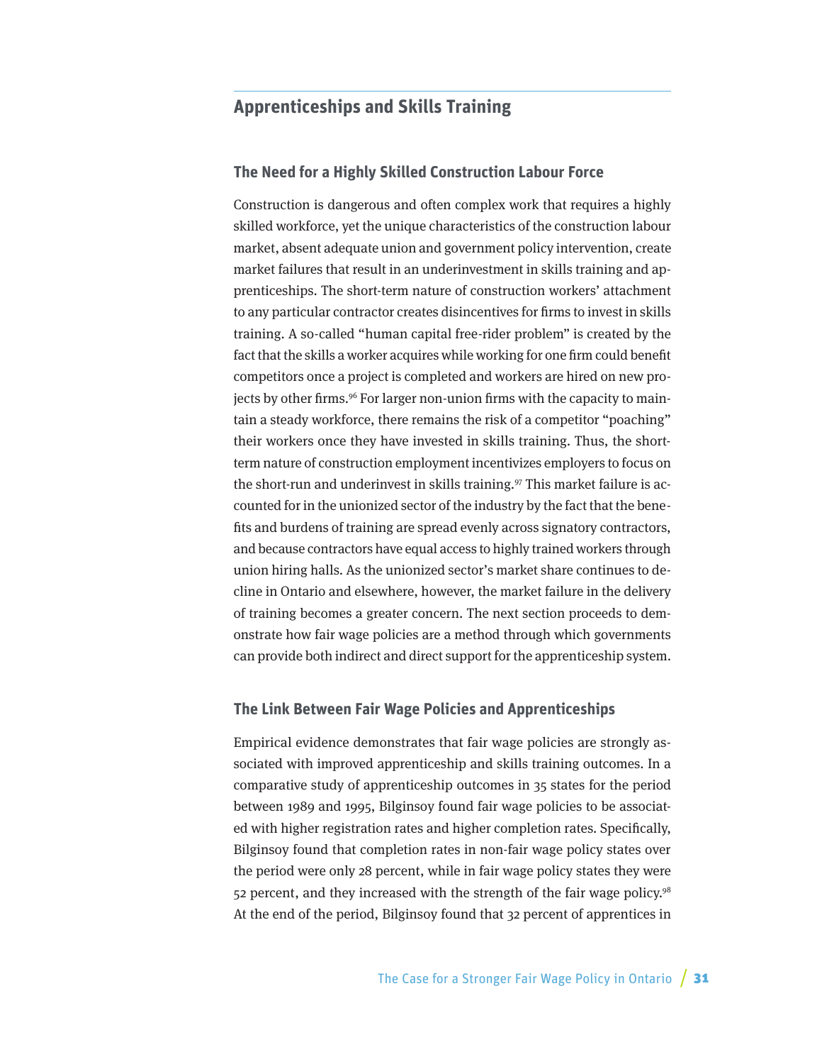## Apprenticeships and Skills Training

### The Need for a Highly Skilled Construction Labour Force

Construction is dangerous and often complex work that requires a highly skilled workforce, yet the unique characteristics of the construction labour market, absent adequate union and government policy intervention, create market failures that result in an underinvestment in skills training and apprenticeships. The short-term nature of construction workers' attachment to any particular contractor creates disincentives for firms to invest in skills training. A so-called "human capital free-rider problem" is created by the fact that the skills a worker acquires while working for one firm could benefit competitors once a project is completed and workers are hired on new projects by other firms.[96] For larger non-union firms with the capacity to maintain a steady workforce, there remains the risk of a competitor "poaching" their workers once they have invested in skills training. Thus, the short-term nature of construction employment incentivizes employers to focus on the short-run and underinvest in skills training.[97] This market failure is accounted for in the unionized sector of the industry by the fact that the benefits and burdens of training are spread evenly across signatory contractors, and because contractors have equal access to highly trained workers through union hiring halls. As the unionized sector's market share continues to decline in Ontario and elsewhere, however, the market failure in the delivery of training becomes a greater concern. The next section proceeds to demonstrate how fair wage policies are a method through which governments can provide both indirect and direct support for the apprenticeship system.

### The Link Between Fair Wage Policies and Apprenticeships

Empirical evidence demonstrates that fair wage policies are strongly associated with improved apprenticeship and skills training outcomes. In a comparative study of apprenticeship outcomes in 35 states for the period between 1989 and 1995, Bilginsoy found fair wage policies to be associated with higher registration rates and higher completion rates. Specifically, Bilginsoy found that completion rates in non-fair wage policy states over the period were only 28 percent, while in fair wage policy states they were 52 percent, and they increased with the strength of the fair wage policy.[98] At the end of the period, Bilginsoy found that 32 percent of apprentices in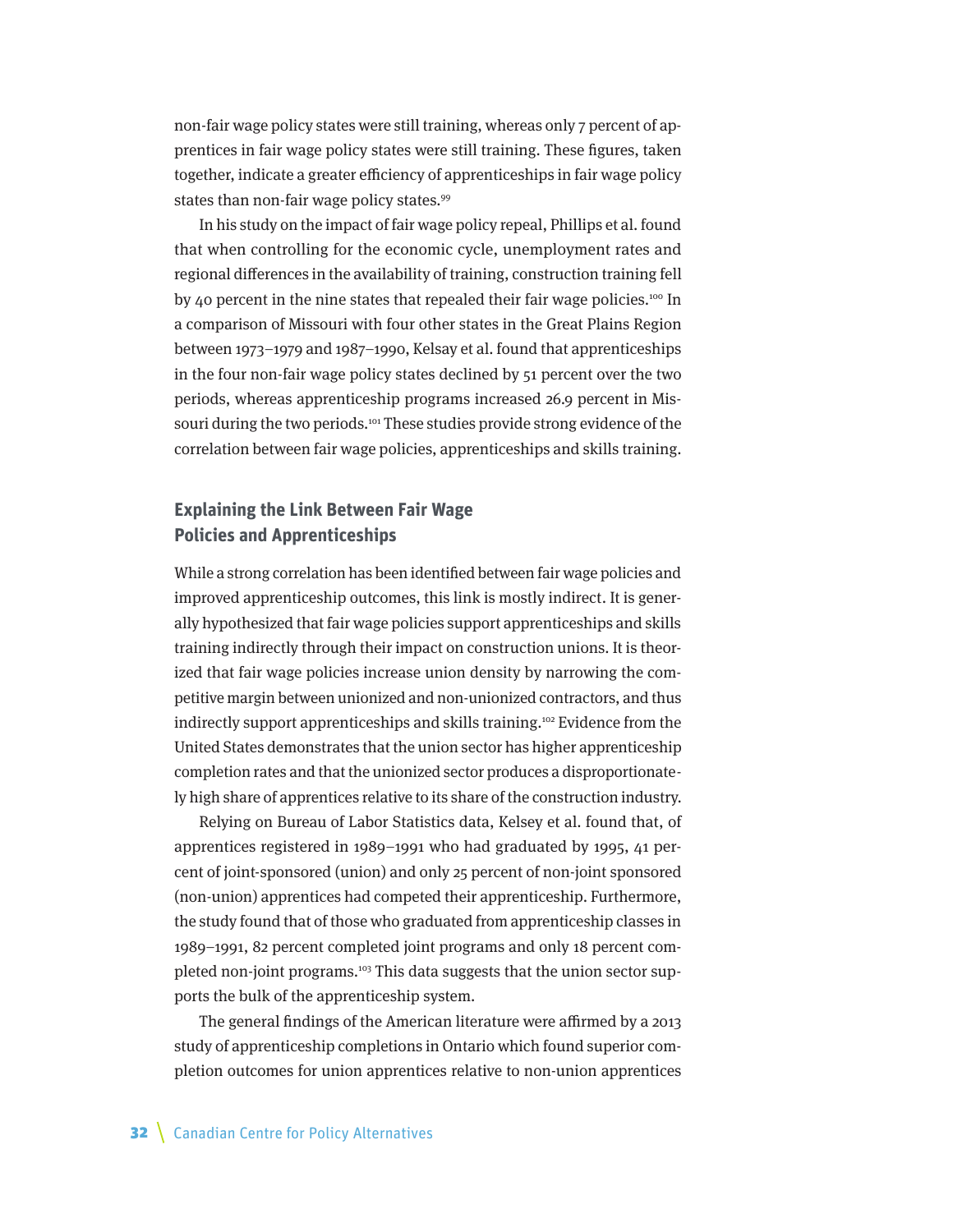non-fair wage policy states were still training, whereas only 7 percent of apprentices in fair wage policy states were still training. These figures, taken together, indicate a greater efficiency of apprenticeships in fair wage policy states than non-fair wage policy states.[99]

In his study on the impact of fair wage policy repeal, Phillips et al. found that when controlling for the economic cycle, unemployment rates and regional differences in the availability of training, construction training fell by 40 percent in the nine states that repealed their fair wage policies.[100] In a comparison of Missouri with four other states in the Great Plains Region between 1973–1979 and 1987–1990, Kelsay et al. found that apprenticeships in the four non-fair wage policy states declined by 51 percent over the two periods, whereas apprenticeship programs increased 26.9 percent in Missouri during the two periods.[101] These studies provide strong evidence of the correlation between fair wage policies, apprenticeships and skills training.

## Explaining the Link Between Fair Wage Policies and Apprenticeships

While a strong correlation has been identified between fair wage policies and improved apprenticeship outcomes, this link is mostly indirect. It is generally hypothesized that fair wage policies support apprenticeships and skills training indirectly through their impact on construction unions. It is theorized that fair wage policies increase union density by narrowing the competitive margin between unionized and non-unionized contractors, and thus indirectly support apprenticeships and skills training.[102] Evidence from the United States demonstrates that the union sector has higher apprenticeship completion rates and that the unionized sector produces a disproportionately high share of apprentices relative to its share of the construction industry.

Relying on Bureau of Labor Statistics data, Kelsey et al. found that, of apprentices registered in 1989–1991 who had graduated by 1995, 41 percent of joint-sponsored (union) and only 25 percent of non-joint sponsored (non-union) apprentices had competed their apprenticeship. Furthermore, the study found that of those who graduated from apprenticeship classes in 1989–1991, 82 percent completed joint programs and only 18 percent completed non-joint programs.[103] This data suggests that the union sector supports the bulk of the apprenticeship system.

The general findings of the American literature were affirmed by a 2013 study of apprenticeship completions in Ontario which found superior completion outcomes for union apprentices relative to non-union apprentices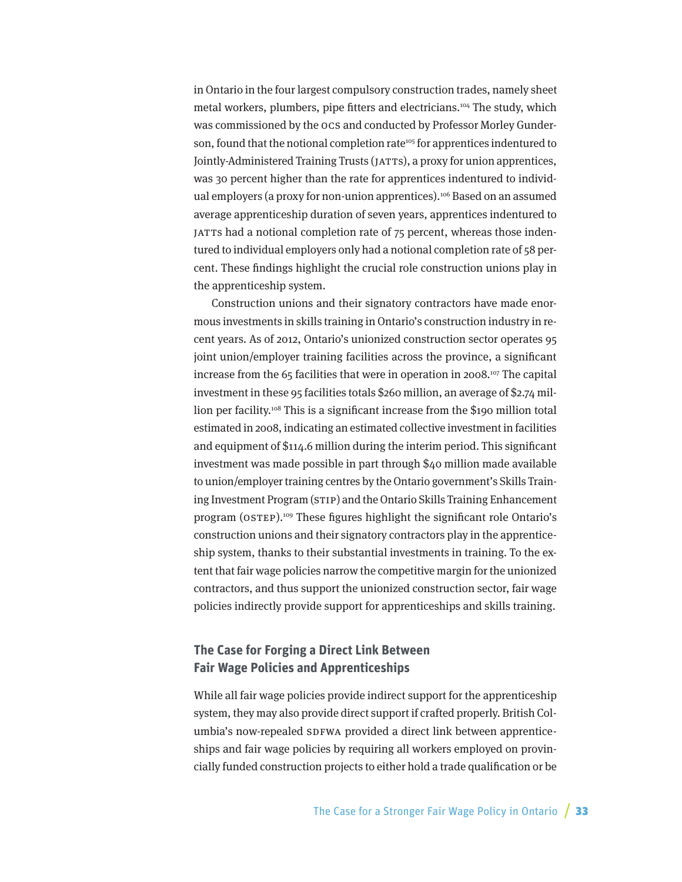in Ontario in the four largest compulsory construction trades, namely sheet metal workers, plumbers, pipe fitters and electricians.[104] The study, which was commissioned by the OCS and conducted by Professor Morley Gunderson, found that the notional completion rate[105] for apprentices indentured to Jointly-Administered Training Trusts (JATTS), a proxy for union apprentices, was 30 percent higher than the rate for apprentices indentured to individual employers (a proxy for non-union apprentices).[106] Based on an assumed average apprenticeship duration of seven years, apprentices indentured to JATTS had a notional completion rate of 75 percent, whereas those indentured to individual employers only had a notional completion rate of 58 percent. These findings highlight the crucial role construction unions play in the apprenticeship system.

Construction unions and their signatory contractors have made enormous investments in skills training in Ontario's construction industry in recent years. As of 2012, Ontario's unionized construction sector operates 95 joint union/employer training facilities across the province, a significant increase from the 65 facilities that were in operation in 2008.[107] The capital investment in these 95 facilities totals $260 million, an average of $2.74 million per facility.[108] This is a significant increase from the $190 million total estimated in 2008, indicating an estimated collective investment in facilities and equipment of $114.6 million during the interim period. This significant investment was made possible in part through $40 million made available to union/employer training centres by the Ontario government's Skills Training Investment Program (STIP) and the Ontario Skills Training Enhancement program (OSTEP).[109] These figures highlight the significant role Ontario's construction unions and their signatory contractors play in the apprenticeship system, thanks to their substantial investments in training. To the extent that fair wage policies narrow the competitive margin for the unionized contractors, and thus support the unionized construction sector, fair wage policies indirectly provide support for apprenticeships and skills training.

## The Case for Forging a Direct Link Between Fair Wage Policies and Apprenticeships

While all fair wage policies provide indirect support for the apprenticeship system, they may also provide direct support if crafted properly. British Columbia's now-repealed SDFWA provided a direct link between apprenticeships and fair wage policies by requiring all workers employed on provincially funded construction projects to either hold a trade qualification or be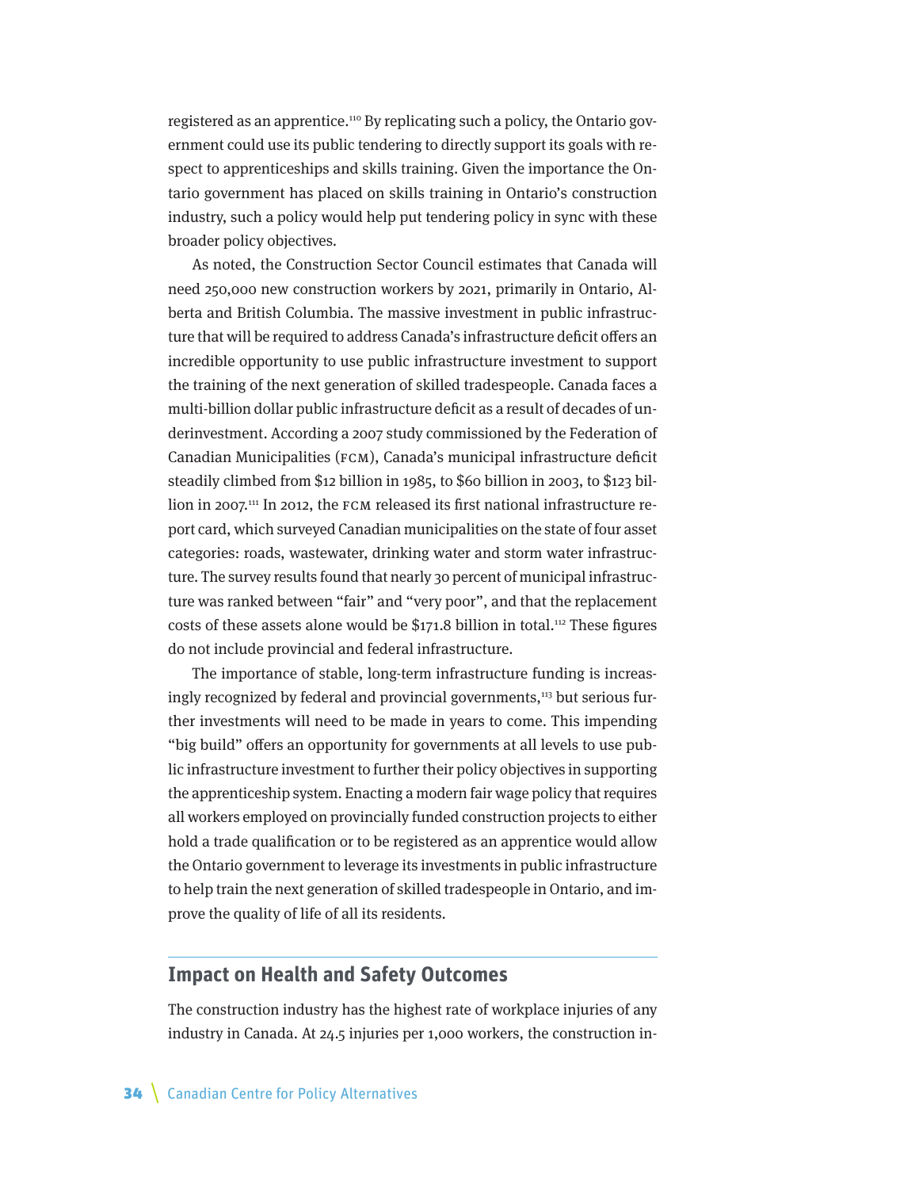registered as an apprentice.[110] By replicating such a policy, the Ontario government could use its public tendering to directly support its goals with respect to apprenticeships and skills training. Given the importance the Ontario government has placed on skills training in Ontario's construction industry, such a policy would help put tendering policy in sync with these broader policy objectives.

As noted, the Construction Sector Council estimates that Canada will need 250,000 new construction workers by 2021, primarily in Ontario, Alberta and British Columbia. The massive investment in public infrastructure that will be required to address Canada's infrastructure deficit offers an incredible opportunity to use public infrastructure investment to support the training of the next generation of skilled tradespeople. Canada faces a multi-billion dollar public infrastructure deficit as a result of decades of underinvestment. According a 2007 study commissioned by the Federation of Canadian Municipalities (FCM), Canada's municipal infrastructure deficit steadily climbed from $12 billion in 1985, to $60 billion in 2003, to $123 billion in 2007.[111] In 2012, the FCM released its first national infrastructure report card, which surveyed Canadian municipalities on the state of four asset categories: roads, wastewater, drinking water and storm water infrastructure. The survey results found that nearly 30 percent of municipal infrastructure was ranked between "fair" and "very poor", and that the replacement costs of these assets alone would be $171.8 billion in total.[112] These figures do not include provincial and federal infrastructure.

The importance of stable, long-term infrastructure funding is increasingly recognized by federal and provincial governments,[113] but serious further investments will need to be made in years to come. This impending "big build" offers an opportunity for governments at all levels to use public infrastructure investment to further their policy objectives in supporting the apprenticeship system. Enacting a modern fair wage policy that requires all workers employed on provincially funded construction projects to either hold a trade qualification or to be registered as an apprentice would allow the Ontario government to leverage its investments in public infrastructure to help train the next generation of skilled tradespeople in Ontario, and improve the quality of life of all its residents.

## Impact on Health and Safety Outcomes

The construction industry has the highest rate of workplace injuries of any industry in Canada. At 24.5 injuries per 1,000 workers, the construction in-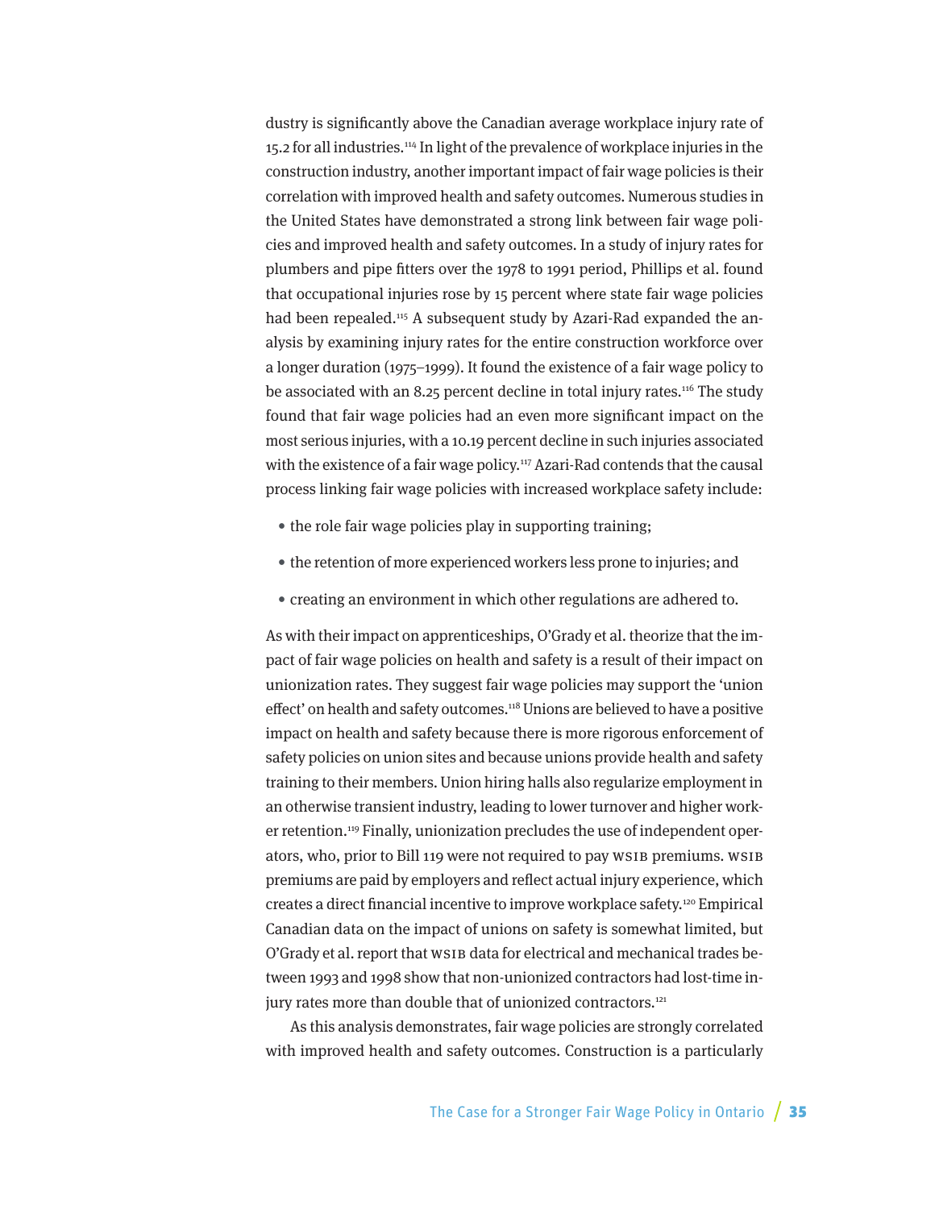dustry is significantly above the Canadian average workplace injury rate of 15.2 for all industries.[114] In light of the prevalence of workplace injuries in the construction industry, another important impact of fair wage policies is their correlation with improved health and safety outcomes. Numerous studies in the United States have demonstrated a strong link between fair wage policies and improved health and safety outcomes. In a study of injury rates for plumbers and pipe fitters over the 1978 to 1991 period, Phillips et al. found that occupational injuries rose by 15 percent where state fair wage policies had been repealed.[115] A subsequent study by Azari-Rad expanded the analysis by examining injury rates for the entire construction workforce over a longer duration (1975–1999). It found the existence of a fair wage policy to be associated with an 8.25 percent decline in total injury rates.[116] The study found that fair wage policies had an even more significant impact on the most serious injuries, with a 10.19 percent decline in such injuries associated with the existence of a fair wage policy.[117] Azari-Rad contends that the causal process linking fair wage policies with increased workplace safety include:

- the role fair wage policies play in supporting training;
- the retention of more experienced workers less prone to injuries; and
- creating an environment in which other regulations are adhered to.

As with their impact on apprenticeships, O'Grady et al. theorize that the impact of fair wage policies on health and safety is a result of their impact on unionization rates. They suggest fair wage policies may support the 'union effect' on health and safety outcomes.[118] Unions are believed to have a positive impact on health and safety because there is more rigorous enforcement of safety policies on union sites and because unions provide health and safety training to their members. Union hiring halls also regularize employment in an otherwise transient industry, leading to lower turnover and higher worker retention.[119] Finally, unionization precludes the use of independent operators, who, prior to Bill 119 were not required to pay WSIB premiums. WSIB premiums are paid by employers and reflect actual injury experience, which creates a direct financial incentive to improve workplace safety.[120] Empirical Canadian data on the impact of unions on safety is somewhat limited, but O'Grady et al. report that WSIB data for electrical and mechanical trades between 1993 and 1998 show that non-unionized contractors had lost-time injury rates more than double that of unionized contractors.[121]

As this analysis demonstrates, fair wage policies are strongly correlated with improved health and safety outcomes. Construction is a particularly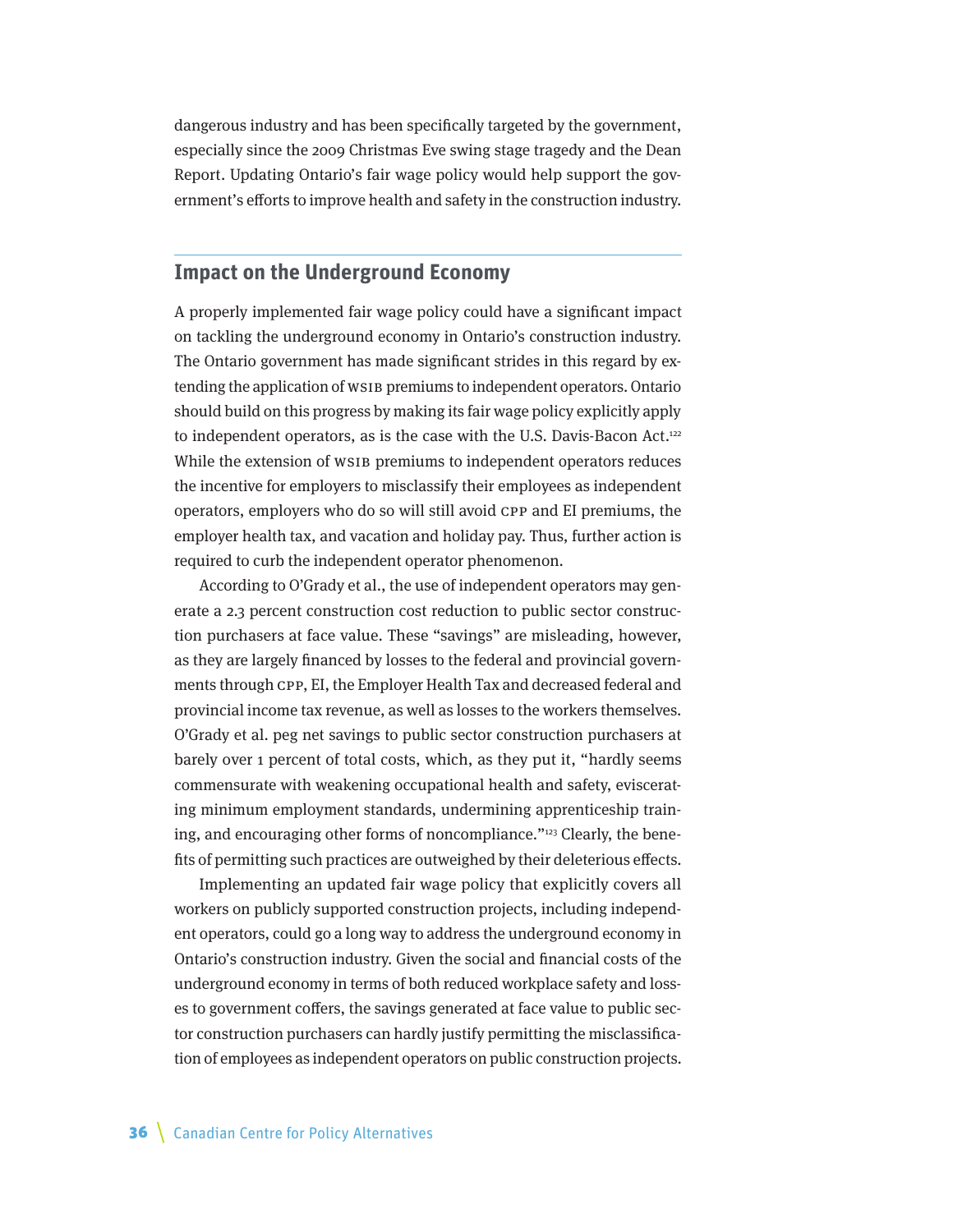dangerous industry and has been specifically targeted by the government, especially since the 2009 Christmas Eve swing stage tragedy and the Dean Report. Updating Ontario's fair wage policy would help support the government's efforts to improve health and safety in the construction industry.

## Impact on the Underground Economy

A properly implemented fair wage policy could have a significant impact on tackling the underground economy in Ontario's construction industry. The Ontario government has made significant strides in this regard by extending the application of WSIB premiums to independent operators. Ontario should build on this progress by making its fair wage policy explicitly apply to independent operators, as is the case with the U.S. Davis-Bacon Act.[122] While the extension of WSIB premiums to independent operators reduces the incentive for employers to misclassify their employees as independent operators, employers who do so will still avoid CPP and EI premiums, the employer health tax, and vacation and holiday pay. Thus, further action is required to curb the independent operator phenomenon.

According to O'Grady et al., the use of independent operators may generate a 2.3 percent construction cost reduction to public sector construction purchasers at face value. These "savings" are misleading, however, as they are largely financed by losses to the federal and provincial governments through CPP, EI, the Employer Health Tax and decreased federal and provincial income tax revenue, as well as losses to the workers themselves. O'Grady et al. peg net savings to public sector construction purchasers at barely over 1 percent of total costs, which, as they put it, "hardly seems commensurate with weakening occupational health and safety, eviscerating minimum employment standards, undermining apprenticeship training, and encouraging other forms of noncompliance."[123] Clearly, the benefits of permitting such practices are outweighed by their deleterious effects.

Implementing an updated fair wage policy that explicitly covers all workers on publicly supported construction projects, including independent operators, could go a long way to address the underground economy in Ontario's construction industry. Given the social and financial costs of the underground economy in terms of both reduced workplace safety and losses to government coffers, the savings generated at face value to public sector construction purchasers can hardly justify permitting the misclassification of employees as independent operators on public construction projects.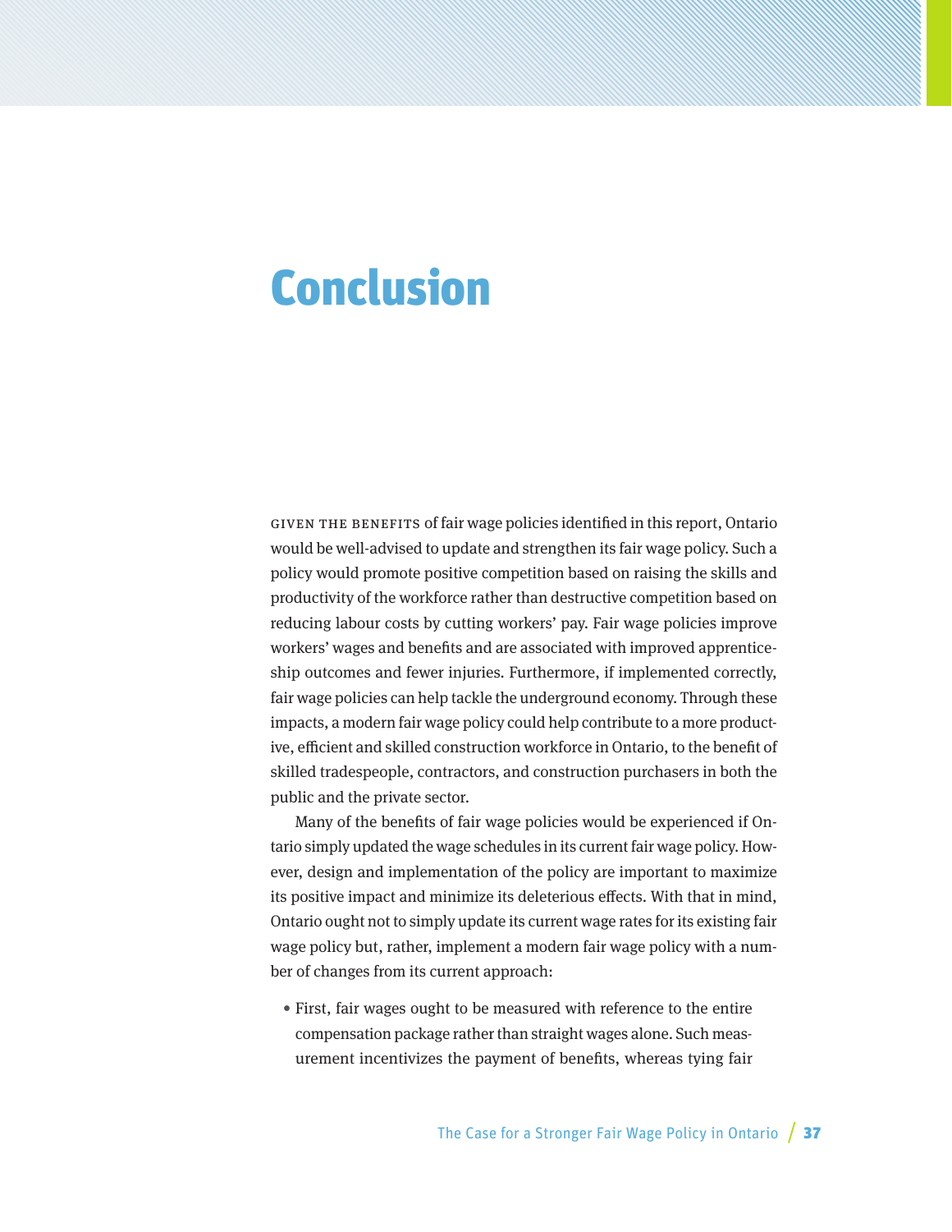# Conclusion

GIVEN THE BENEFITS of fair wage policies identified in this report, Ontario would be well-advised to update and strengthen its fair wage policy. Such a policy would promote positive competition based on raising the skills and productivity of the workforce rather than destructive competition based on reducing labour costs by cutting workers' pay. Fair wage policies improve workers' wages and benefits and are associated with improved apprenticeship outcomes and fewer injuries. Furthermore, if implemented correctly, fair wage policies can help tackle the underground economy. Through these impacts, a modern fair wage policy could help contribute to a more productive, efficient and skilled construction workforce in Ontario, to the benefit of skilled tradespeople, contractors, and construction purchasers in both the public and the private sector.

Many of the benefits of fair wage policies would be experienced if Ontario simply updated the wage schedules in its current fair wage policy. However, design and implementation of the policy are important to maximize its positive impact and minimize its deleterious effects. With that in mind, Ontario ought not to simply update its current wage rates for its existing fair wage policy but, rather, implement a modern fair wage policy with a number of changes from its current approach:

- First, fair wages ought to be measured with reference to the entire compensation package rather than straight wages alone. Such measurement incentivizes the payment of benefits, whereas tying fair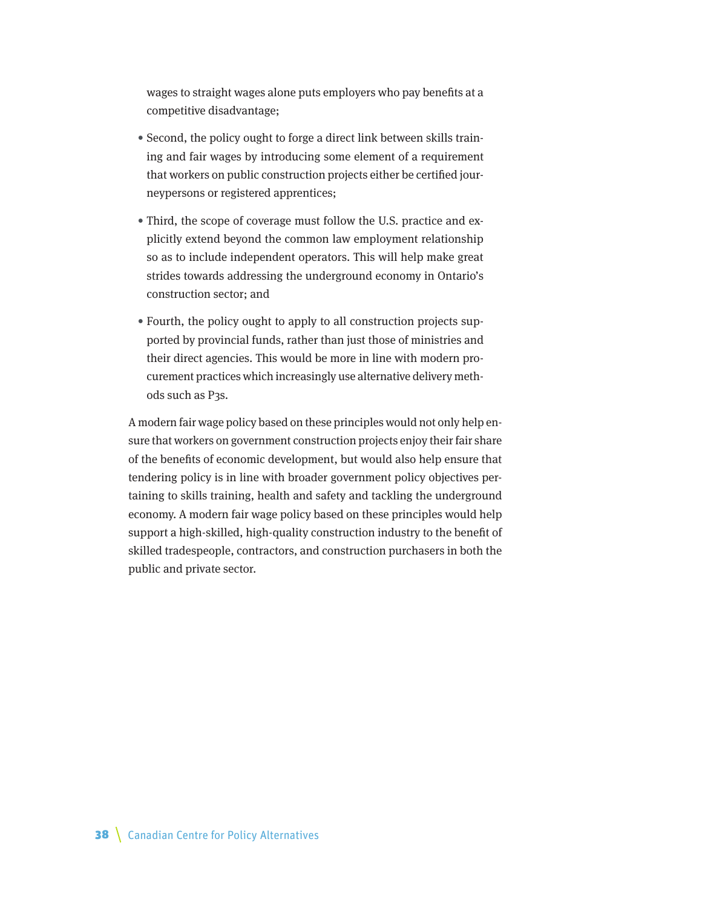wages to straight wages alone puts employers who pay benefits at a competitive disadvantage;

- Second, the policy ought to forge a direct link between skills training and fair wages by introducing some element of a requirement that workers on public construction projects either be certified journeypersons or registered apprentices;
- Third, the scope of coverage must follow the U.S. practice and explicitly extend beyond the common law employment relationship so as to include independent operators. This will help make great strides towards addressing the underground economy in Ontario's construction sector; and
- Fourth, the policy ought to apply to all construction projects supported by provincial funds, rather than just those of ministries and their direct agencies. This would be more in line with modern procurement practices which increasingly use alternative delivery methods such as P3s.

A modern fair wage policy based on these principles would not only help ensure that workers on government construction projects enjoy their fair share of the benefits of economic development, but would also help ensure that tendering policy is in line with broader government policy objectives pertaining to skills training, health and safety and tackling the underground economy. A modern fair wage policy based on these principles would help support a high-skilled, high-quality construction industry to the benefit of skilled tradespeople, contractors, and construction purchasers in both the public and private sector.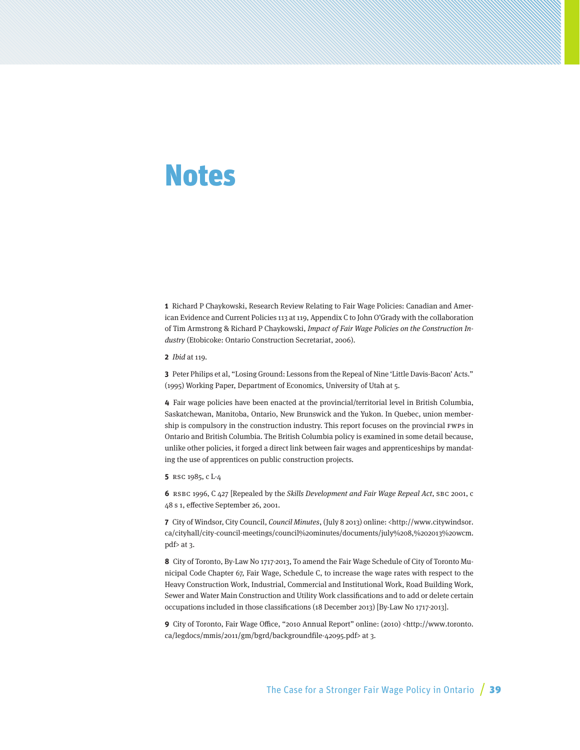# Notes

**1** Richard P Chaykowski, Research Review Relating to Fair Wage Policies: Canadian and American Evidence and Current Policies 113 at 119, Appendix C to John O'Grady with the collaboration of Tim Armstrong & Richard P Chaykowski, *Impact of Fair Wage Policies on the Construction Industry* (Etobicoke: Ontario Construction Secretariat, 2006).

**2** *Ibid* at 119.

**3** Peter Philips et al, "Losing Ground: Lessons from the Repeal of Nine 'Little Davis-Bacon' Acts." (1995) Working Paper, Department of Economics, University of Utah at 5.

**4** Fair wage policies have been enacted at the provincial/territorial level in British Columbia, Saskatchewan, Manitoba, Ontario, New Brunswick and the Yukon. In Quebec, union membership is compulsory in the construction industry. This report focuses on the provincial FWPS in Ontario and British Columbia. The British Columbia policy is examined in some detail because, unlike other policies, it forged a direct link between fair wages and apprenticeships by mandating the use of apprentices on public construction projects.

**5** RSC 1985, c L-4

**6** RSBC 1996, C 427 [Repealed by the *Skills Development and Fair Wage Repeal Act*, SBC 2001, c 48 s 1, effective September 26, 2001.

**7** City of Windsor, City Council, *Council Minutes*, (July 8 2013) online: <http://www.citywindsor.ca/cityhall/city-council-meetings/council%20minutes/documents/july%208,%202013%20wcm.pdf> at 3.

**8** City of Toronto, By-Law No 1717-2013, To amend the Fair Wage Schedule of City of Toronto Municipal Code Chapter 67, Fair Wage, Schedule C, to increase the wage rates with respect to the Heavy Construction Work, Industrial, Commercial and Institutional Work, Road Building Work, Sewer and Water Main Construction and Utility Work classifications and to add or delete certain occupations included in those classifications (18 December 2013) [By-Law No 1717-2013].

**9** City of Toronto, Fair Wage Office, "2010 Annual Report" online: (2010) <http://www.toronto.ca/legdocs/mmis/2011/gm/bgrd/backgroundfile-42095.pdf> at 3.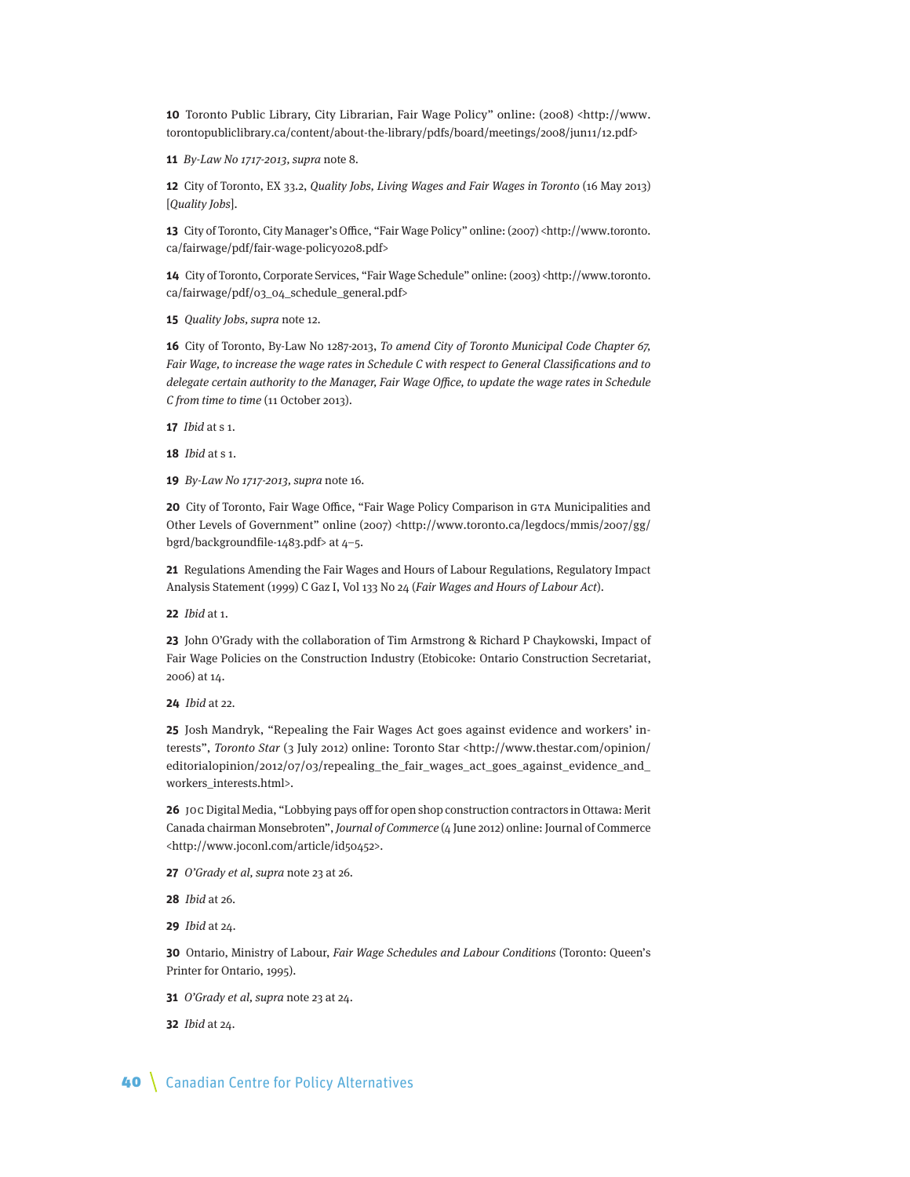**10** Toronto Public Library, City Librarian, Fair Wage Policy" online: (2008) <http://www.torontopubliclibrary.ca/content/about-the-library/pdfs/board/meetings/2008/jun11/12.pdf>

**11** *By-Law No 1717-2013*, *supra* note 8.

**12** City of Toronto, EX 33.2, *Quality Jobs, Living Wages and Fair Wages in Toronto* (16 May 2013) [*Quality Jobs*].

**13** City of Toronto, City Manager's Office, "Fair Wage Policy" online: (2007) <http://www.toronto.ca/fairwage/pdf/fair-wage-policy0208.pdf>

**14** City of Toronto, Corporate Services, "Fair Wage Schedule" online: (2003) <http://www.toronto.ca/fairwage/pdf/03_04_schedule_general.pdf>

**15** *Quality Jobs*, *supra* note 12.

**16** City of Toronto, By-Law No 1287-2013, *To amend City of Toronto Municipal Code Chapter 67, Fair Wage, to increase the wage rates in Schedule C with respect to General Classifications and to delegate certain authority to the Manager, Fair Wage Office, to update the wage rates in Schedule C from time to time* (11 October 2013).

**17** *Ibid* at s 1.

**18** *Ibid* at s 1.

**19** *By-Law No 1717-2013*, *supra* note 16.

**20** City of Toronto, Fair Wage Office, "Fair Wage Policy Comparison in GTA Municipalities and Other Levels of Government" online (2007) <http://www.toronto.ca/legdocs/mmis/2007/gg/bgrd/backgroundfile-1483.pdf> at 4–5.

**21** Regulations Amending the Fair Wages and Hours of Labour Regulations, Regulatory Impact Analysis Statement (1999) C Gaz I, Vol 133 No 24 (*Fair Wages and Hours of Labour Act*).

**22** *Ibid* at 1.

**23** John O'Grady with the collaboration of Tim Armstrong & Richard P Chaykowski, Impact of Fair Wage Policies on the Construction Industry (Etobicoke: Ontario Construction Secretariat, 2006) at 14.

**24** *Ibid* at 22.

**25** Josh Mandryk, "Repealing the Fair Wages Act goes against evidence and workers' interests", *Toronto Star* (3 July 2012) online: Toronto Star <http://www.thestar.com/opinion/editorialopinion/2012/07/03/repealing_the_fair_wages_act_goes_against_evidence_and_workers_interests.html>.

**26** JOC Digital Media, "Lobbying pays off for open shop construction contractors in Ottawa: Merit Canada chairman Monsebroten", *Journal of Commerce* (4 June 2012) online: Journal of Commerce <http://www.joconl.com/article/id50452>.

**27** *O'Grady et al*, *supra* note 23 at 26.

**28** *Ibid* at 26.

**29** *Ibid* at 24.

**30** Ontario, Ministry of Labour, *Fair Wage Schedules and Labour Conditions* (Toronto: Queen's Printer for Ontario, 1995).

**31** *O'Grady et al*, *supra* note 23 at 24.

**32** *Ibid* at 24.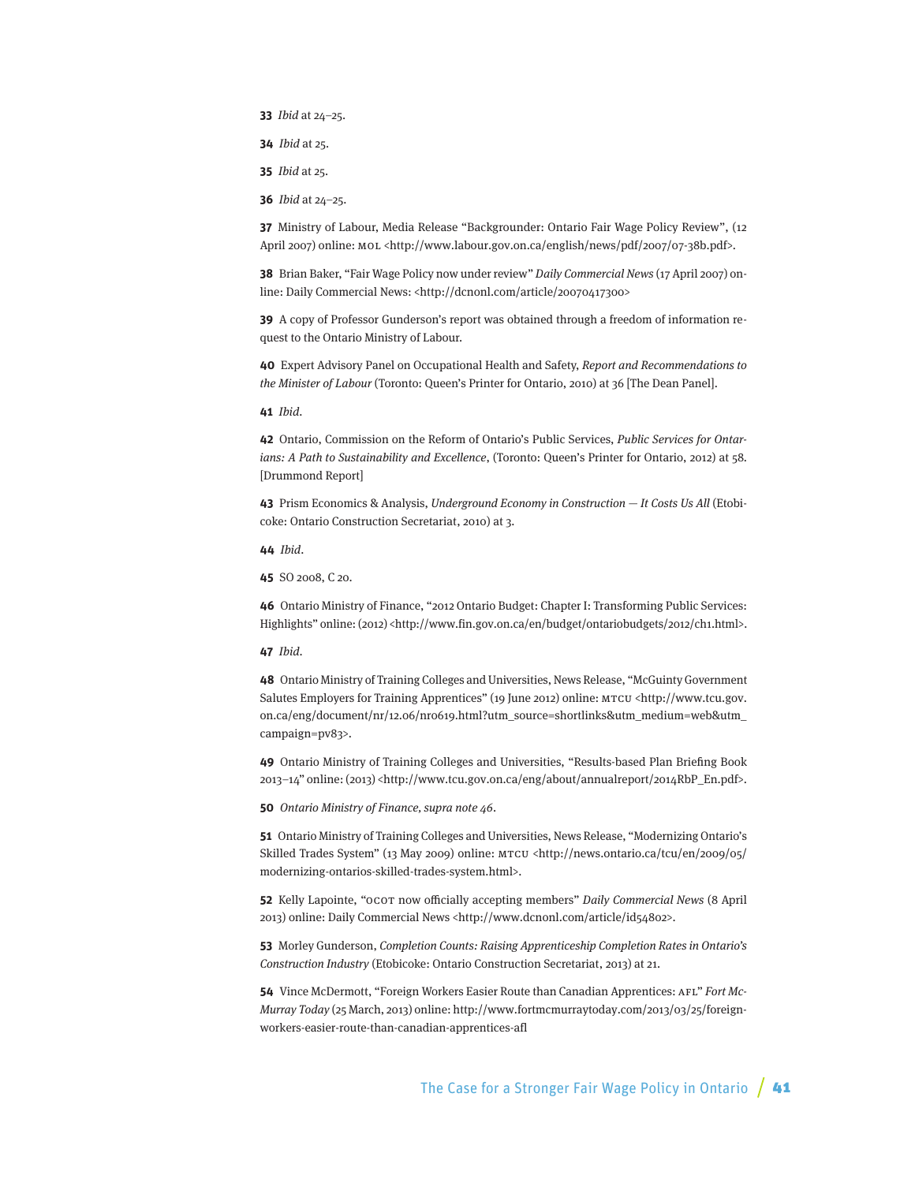**33** *Ibid* at 24–25.

**34** *Ibid* at 25.

**35** *Ibid* at 25.

**36** *Ibid* at 24–25.

**37** Ministry of Labour, Media Release "Backgrounder: Ontario Fair Wage Policy Review", (12 April 2007) online: MOL <http://www.labour.gov.on.ca/english/news/pdf/2007/07-38b.pdf>.

**38** Brian Baker, "Fair Wage Policy now under review" *Daily Commercial News* (17 April 2007) online: Daily Commercial News: <http://dcnonl.com/article/20070417300>

**39** A copy of Professor Gunderson's report was obtained through a freedom of information request to the Ontario Ministry of Labour.

**40** Expert Advisory Panel on Occupational Health and Safety, *Report and Recommendations to the Minister of Labour* (Toronto: Queen's Printer for Ontario, 2010) at 36 [The Dean Panel].

**41** *Ibid*.

**42** Ontario, Commission on the Reform of Ontario's Public Services, *Public Services for Ontarians: A Path to Sustainability and Excellence*, (Toronto: Queen's Printer for Ontario, 2012) at 58. [Drummond Report]

**43** Prism Economics & Analysis, *Underground Economy in Construction — It Costs Us All* (Etobicoke: Ontario Construction Secretariat, 2010) at 3.

**44** *Ibid*.

**45** SO 2008, C 20.

**46** Ontario Ministry of Finance, "2012 Ontario Budget: Chapter I: Transforming Public Services: Highlights" online: (2012) <http://www.fin.gov.on.ca/en/budget/ontariobudgets/2012/ch1.html>.

**47** *Ibid*.

**48** Ontario Ministry of Training Colleges and Universities, News Release, "McGuinty Government Salutes Employers for Training Apprentices" (19 June 2012) online: MTCU <http://www.tcu.gov.on.ca/eng/document/nr/12.06/nr0619.html?utm_source=shortlinks&utm_medium=web&utm_campaign=pv83>.

**49** Ontario Ministry of Training Colleges and Universities, "Results-based Plan Briefing Book 2013–14" online: (2013) <http://www.tcu.gov.on.ca/eng/about/annualreport/2014RbP_En.pdf>.

**50** *Ontario Ministry of Finance, supra note 46*.

**51** Ontario Ministry of Training Colleges and Universities, News Release, "Modernizing Ontario's Skilled Trades System" (13 May 2009) online: MTCU <http://news.ontario.ca/tcu/en/2009/05/modernizing-ontarios-skilled-trades-system.html>.

**52** Kelly Lapointe, "OCOT now officially accepting members" *Daily Commercial News* (8 April 2013) online: Daily Commercial News <http://www.dcnonl.com/article/id54802>.

**53** Morley Gunderson, *Completion Counts: Raising Apprenticeship Completion Rates in Ontario's Construction Industry* (Etobicoke: Ontario Construction Secretariat, 2013) at 21.

**54** Vince McDermott, "Foreign Workers Easier Route than Canadian Apprentices: AFL" *Fort McMurray Today* (25 March, 2013) online: http://www.fortmcmurraytoday.com/2013/03/25/foreign-workers-easier-route-than-canadian-apprentices-afl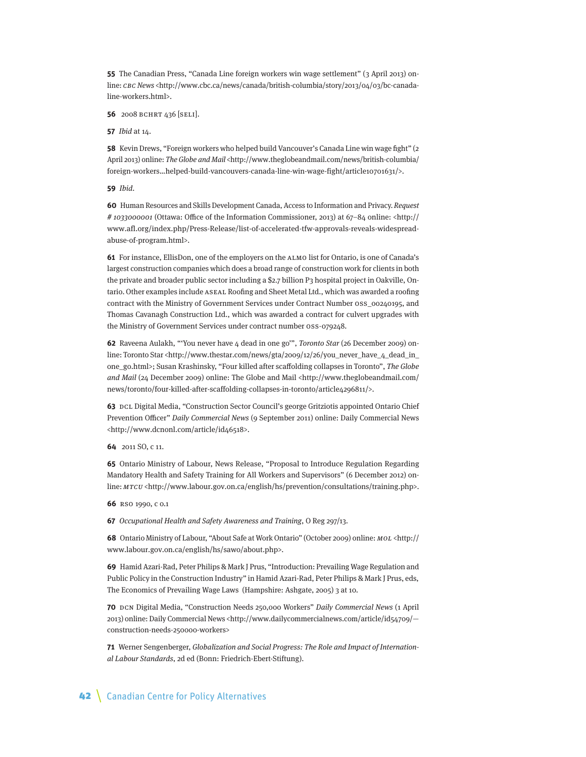**55** The Canadian Press, "Canada Line foreign workers win wage settlement" (3 April 2013) online: *CBC News* <http://www.cbc.ca/news/canada/british-columbia/story/2013/04/03/bc-canada-line-workers.html>.

**56** 2008 BCHRT 436 [SELI].

**57** *Ibid* at 14.

**58** Kevin Drews, "Foreign workers who helped build Vancouver's Canada Line win wage fight" (2 April 2013) online: *The Globe and Mail* <http://www.theglobeandmail.com/news/british-columbia/foreign-workers...helped-build-vancouvers-canada-line-win-wage-fight/article10701631/>.

**59** *Ibid*.

**60** Human Resources and Skills Development Canada, Access to Information and Privacy. *Request # 1033000001* (Ottawa: Office of the Information Commissioner, 2013) at 67–84 online: <http://www.afl.org/index.php/Press-Release/list-of-accelerated-tfw-approvals-reveals-widespread-abuse-of-program.html>.

**61** For instance, EllisDon, one of the employers on the ALMO list for Ontario, is one of Canada's largest construction companies which does a broad range of construction work for clients in both the private and broader public sector including a $2.7 billion P3 hospital project in Oakville, Ontario. Other examples include ASEAL Roofing and Sheet Metal Ltd., which was awarded a roofing contract with the Ministry of Government Services under Contract Number OSS_00240195, and Thomas Cavanagh Construction Ltd., which was awarded a contract for culvert upgrades with the Ministry of Government Services under contract number OSS-079248.

**62** Raveena Aulakh, "'You never have 4 dead in one go'", *Toronto Star* (26 December 2009) online: Toronto Star <http://www.thestar.com/news/gta/2009/12/26/you_never_have_4_dead_in_one_go.html>; Susan Krashinsky, "Four killed after scaffolding collapses in Toronto", *The Globe and Mail* (24 December 2009) online: The Globe and Mail <http://www.theglobeandmail.com/news/toronto/four-killed-after-scaffolding-collapses-in-toronto/article4296811/>.

**63** DCL Digital Media, "Construction Sector Council's george Gritziotis appointed Ontario Chief Prevention Officer" *Daily Commercial News* (9 September 2011) online: Daily Commercial News <http://www.dcnonl.com/article/id46518>.

**64** 2011 SO, c 11.

**65** Ontario Ministry of Labour, News Release, "Proposal to Introduce Regulation Regarding Mandatory Health and Safety Training for All Workers and Supervisors" (6 December 2012) online: *MTCU* <http://www.labour.gov.on.ca/english/hs/prevention/consultations/training.php>.

**66** RSO 1990, c O.1

**67** *Occupational Health and Safety Awareness and Training*, O Reg 297/13.

**68** Ontario Ministry of Labour, "About Safe at Work Ontario" (October 2009) online: *MOL* <http://www.labour.gov.on.ca/english/hs/sawo/about.php>.

**69** Hamid Azari-Rad, Peter Philips & Mark J Prus, "Introduction: Prevailing Wage Regulation and Public Policy in the Construction Industry" in Hamid Azari-Rad, Peter Philips & Mark J Prus, eds, The Economics of Prevailing Wage Laws (Hampshire: Ashgate, 2005) 3 at 10.

**70** DCN Digital Media, "Construction Needs 250,000 Workers" *Daily Commercial News* (1 April 2013) online: Daily Commercial News <http://www.dailycommercialnews.com/article/id54709/—construction-needs-250000-workers>

**71** Werner Sengenberger, *Globalization and Social Progress: The Role and Impact of International Labour Standards*, 2d ed (Bonn: Friedrich-Ebert-Stiftung).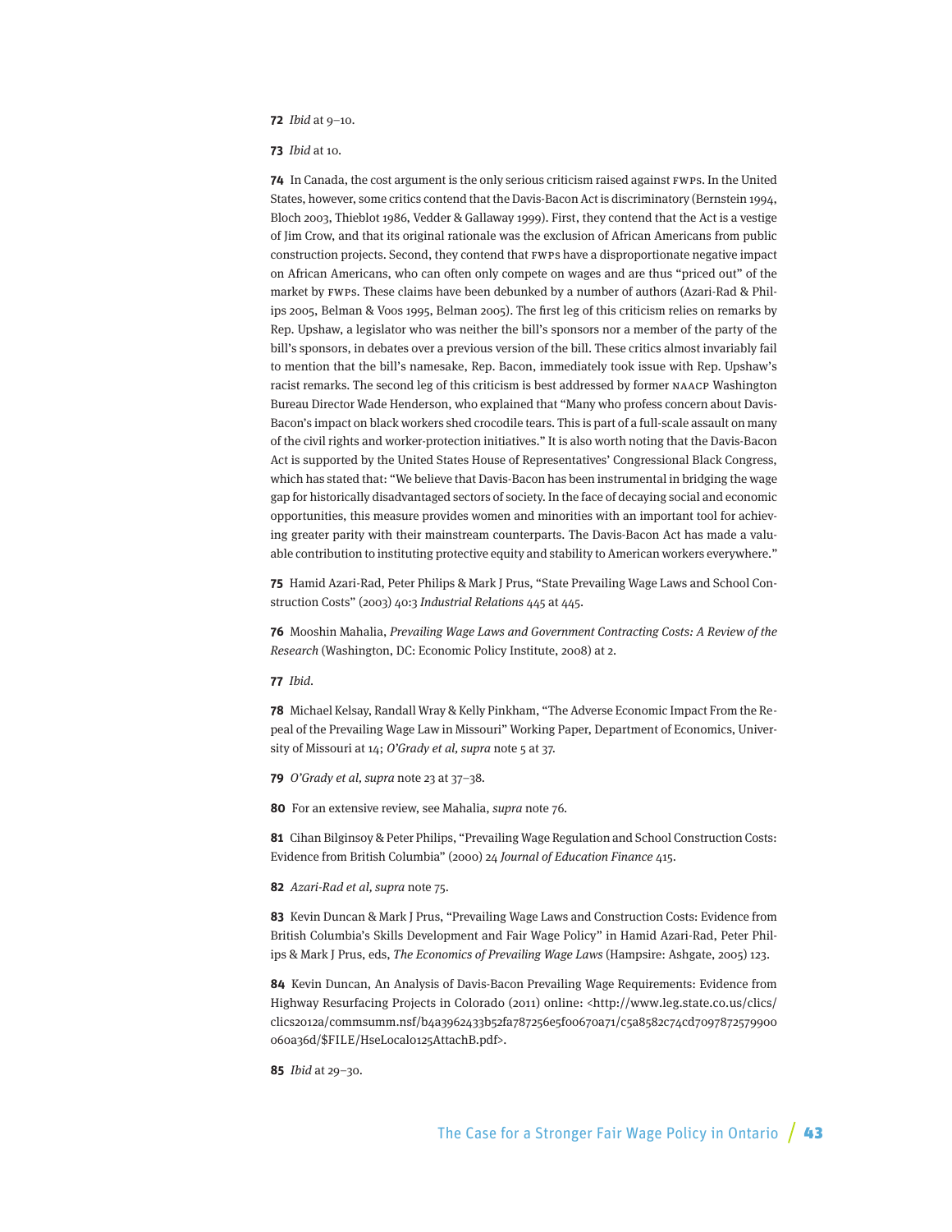**72** *Ibid* at 9–10.

**73** *Ibid* at 10.

**74** In Canada, the cost argument is the only serious criticism raised against FWPs. In the United States, however, some critics contend that the Davis-Bacon Act is discriminatory (Bernstein 1994, Bloch 2003, Thieblot 1986, Vedder & Gallaway 1999). First, they contend that the Act is a vestige of Jim Crow, and that its original rationale was the exclusion of African Americans from public construction projects. Second, they contend that FWPs have a disproportionate negative impact on African Americans, who can often only compete on wages and are thus "priced out" of the market by FWPs. These claims have been debunked by a number of authors (Azari-Rad & Philips 2005, Belman & Voos 1995, Belman 2005). The first leg of this criticism relies on remarks by Rep. Upshaw, a legislator who was neither the bill's sponsors nor a member of the party of the bill's sponsors, in debates over a previous version of the bill. These critics almost invariably fail to mention that the bill's namesake, Rep. Bacon, immediately took issue with Rep. Upshaw's racist remarks. The second leg of this criticism is best addressed by former NAACP Washington Bureau Director Wade Henderson, who explained that "Many who profess concern about Davis-Bacon's impact on black workers shed crocodile tears. This is part of a full-scale assault on many of the civil rights and worker-protection initiatives." It is also worth noting that the Davis-Bacon Act is supported by the United States House of Representatives' Congressional Black Congress, which has stated that: "We believe that Davis-Bacon has been instrumental in bridging the wage gap for historically disadvantaged sectors of society. In the face of decaying social and economic opportunities, this measure provides women and minorities with an important tool for achieving greater parity with their mainstream counterparts. The Davis-Bacon Act has made a valuable contribution to instituting protective equity and stability to American workers everywhere."

**75** Hamid Azari-Rad, Peter Philips & Mark J Prus, "State Prevailing Wage Laws and School Construction Costs" (2003) 40:3 *Industrial Relations* 445 at 445.

**76** Mooshin Mahalia, *Prevailing Wage Laws and Government Contracting Costs: A Review of the Research* (Washington, DC: Economic Policy Institute, 2008) at 2.

**77** *Ibid*.

**78** Michael Kelsay, Randall Wray & Kelly Pinkham, "The Adverse Economic Impact From the Repeal of the Prevailing Wage Law in Missouri" Working Paper, Department of Economics, University of Missouri at 14; *O'Grady et al, supra* note 5 at 37.

**79** *O'Grady et al*, *supra* note 23 at 37–38.

**80** For an extensive review, see Mahalia, *supra* note 76.

**81** Cihan Bilginsoy & Peter Philips, "Prevailing Wage Regulation and School Construction Costs: Evidence from British Columbia" (2000) 24 *Journal of Education Finance* 415.

**82** *Azari-Rad et al, supra* note 75.

**83** Kevin Duncan & Mark J Prus, "Prevailing Wage Laws and Construction Costs: Evidence from British Columbia's Skills Development and Fair Wage Policy" in Hamid Azari-Rad, Peter Philips & Mark J Prus, eds, *The Economics of Prevailing Wage Laws* (Hampsire: Ashgate, 2005) 123.

**84** Kevin Duncan, An Analysis of Davis-Bacon Prevailing Wage Requirements: Evidence from Highway Resurfacing Projects in Colorado (2011) online: <http://www.leg.state.co.us/clics/clics2012a/commsumm.nsf/b4a3962433b52fa787256e5f00670a71/c5a8582c74cd7097872579900060a36d/$FILE/HseLocal0125AttachB.pdf>.

**85** *Ibid* at 29–30.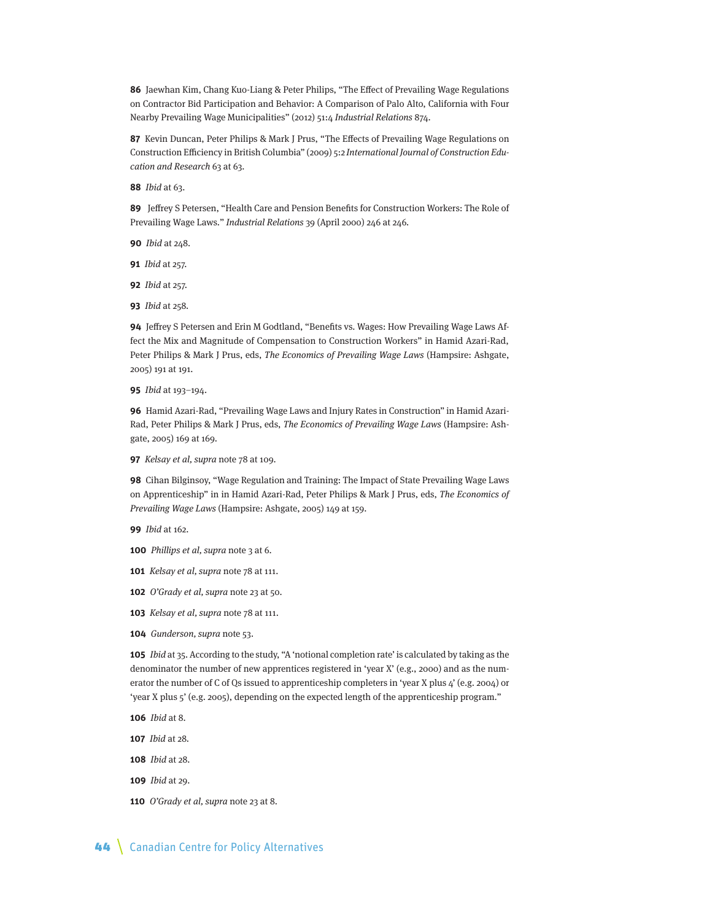**86** Jaewhan Kim, Chang Kuo-Liang & Peter Philips, "The Effect of Prevailing Wage Regulations on Contractor Bid Participation and Behavior: A Comparison of Palo Alto, California with Four Nearby Prevailing Wage Municipalities" (2012) 51:4 *Industrial Relations* 874.

**87** Kevin Duncan, Peter Philips & Mark J Prus, "The Effects of Prevailing Wage Regulations on Construction Efficiency in British Columbia" (2009) 5:2 *International Journal of Construction Education and Research* 63 at 63.

**88** *Ibid* at 63.

**89** Jeffrey S Petersen, "Health Care and Pension Benefits for Construction Workers: The Role of Prevailing Wage Laws." *Industrial Relations* 39 (April 2000) 246 at 246.

**90** *Ibid* at 248.

**91** *Ibid* at 257.

**92** *Ibid* at 257.

**93** *Ibid* at 258.

**94** Jeffrey S Petersen and Erin M Godtland, "Benefits vs. Wages: How Prevailing Wage Laws Affect the Mix and Magnitude of Compensation to Construction Workers" in Hamid Azari-Rad, Peter Philips & Mark J Prus, eds, *The Economics of Prevailing Wage Laws* (Hampsire: Ashgate, 2005) 191 at 191.

**95** *Ibid* at 193–194.

**96** Hamid Azari-Rad, "Prevailing Wage Laws and Injury Rates in Construction" in Hamid Azari-Rad, Peter Philips & Mark J Prus, eds, *The Economics of Prevailing Wage Laws* (Hampsire: Ashgate, 2005) 169 at 169.

**97** *Kelsay et al, supra* note 78 at 109.

**98** Cihan Bilginsoy, "Wage Regulation and Training: The Impact of State Prevailing Wage Laws on Apprenticeship" in in Hamid Azari-Rad, Peter Philips & Mark J Prus, eds, *The Economics of Prevailing Wage Laws* (Hampsire: Ashgate, 2005) 149 at 159.

**99** *Ibid* at 162.

**100** *Phillips et al, supra* note 3 at 6.

**101** *Kelsay et al, supra* note 78 at 111.

**102** *O'Grady et al, supra* note 23 at 50.

**103** *Kelsay et al, supra* note 78 at 111.

**104** *Gunderson, supra* note 53.

**105** *Ibid* at 35. According to the study, "A 'notional completion rate' is calculated by taking as the denominator the number of new apprentices registered in 'year X' (e.g., 2000) and as the numerator the number of C of Qs issued to apprenticeship completers in 'year X plus 4' (e.g. 2004) or 'year X plus 5' (e.g. 2005), depending on the expected length of the apprenticeship program."

**106** *Ibid* at 8.

**107** *Ibid* at 28.

**108** *Ibid* at 28.

**109** *Ibid* at 29.

**110** *O'Grady et al, supra* note 23 at 8.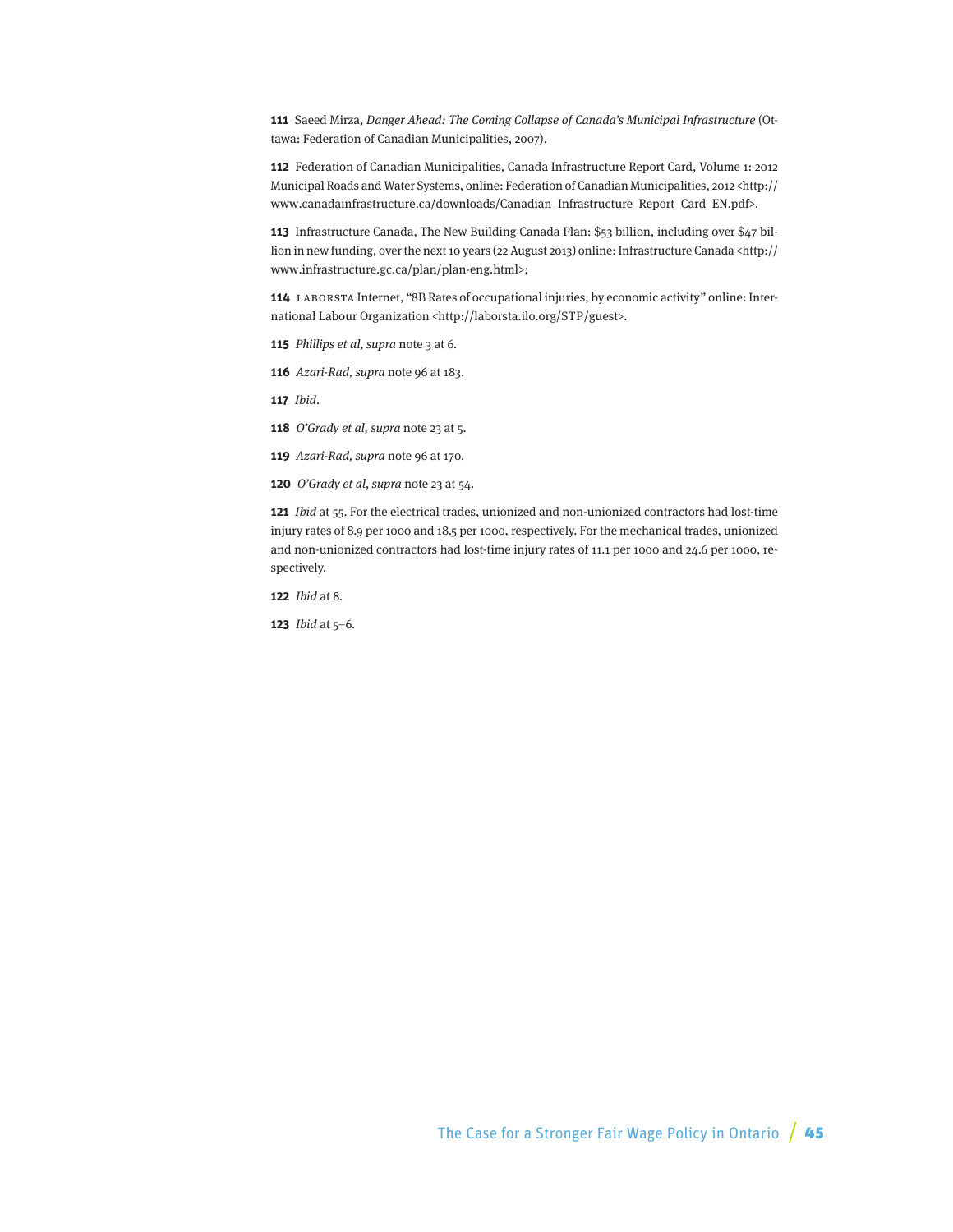**111** Saeed Mirza, *Danger Ahead: The Coming Collapse of Canada's Municipal Infrastructure* (Ottawa: Federation of Canadian Municipalities, 2007).

**112** Federation of Canadian Municipalities, Canada Infrastructure Report Card, Volume 1: 2012 Municipal Roads and Water Systems, online: Federation of Canadian Municipalities, 2012 <http://www.canadainfrastructure.ca/downloads/Canadian_Infrastructure_Report_Card_EN.pdf>.

**113** Infrastructure Canada, The New Building Canada Plan: $53 billion, including over $47 billion in new funding, over the next 10 years (22 August 2013) online: Infrastructure Canada <http://www.infrastructure.gc.ca/plan/plan-eng.html>;

**114** LABORSTA Internet, "8B Rates of occupational injuries, by economic activity" online: International Labour Organization <http://laborsta.ilo.org/STP/guest>.

**115** *Phillips et al*, *supra* note 3 at 6.

**116** *Azari-Rad*, *supra* note 96 at 183.

**117** *Ibid*.

**118** *O'Grady et al*, *supra* note 23 at 5.

**119** *Azari-Rad*, *supra* note 96 at 170.

**120** *O'Grady et al*, *supra* note 23 at 54.

**121** *Ibid* at 55. For the electrical trades, unionized and non-unionized contractors had lost-time injury rates of 8.9 per 1000 and 18.5 per 1000, respectively. For the mechanical trades, unionized and non-unionized contractors had lost-time injury rates of 11.1 per 1000 and 24.6 per 1000, respectively.

**122** *Ibid* at 8.

**123** *Ibid* at 5–6.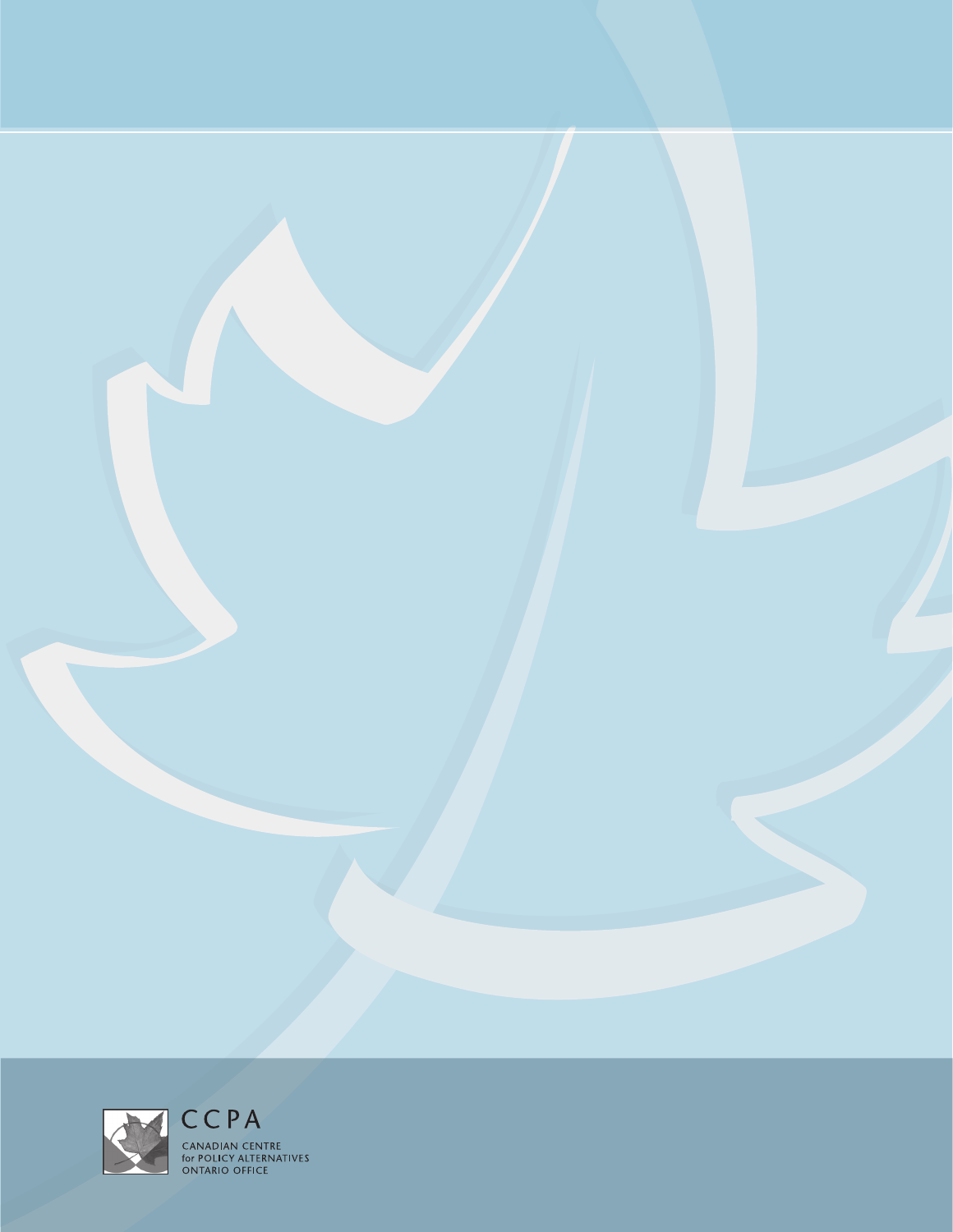CCPA

CANADIAN CENTRE
for POLICY ALTERNATIVES
ONTARIO OFFICE